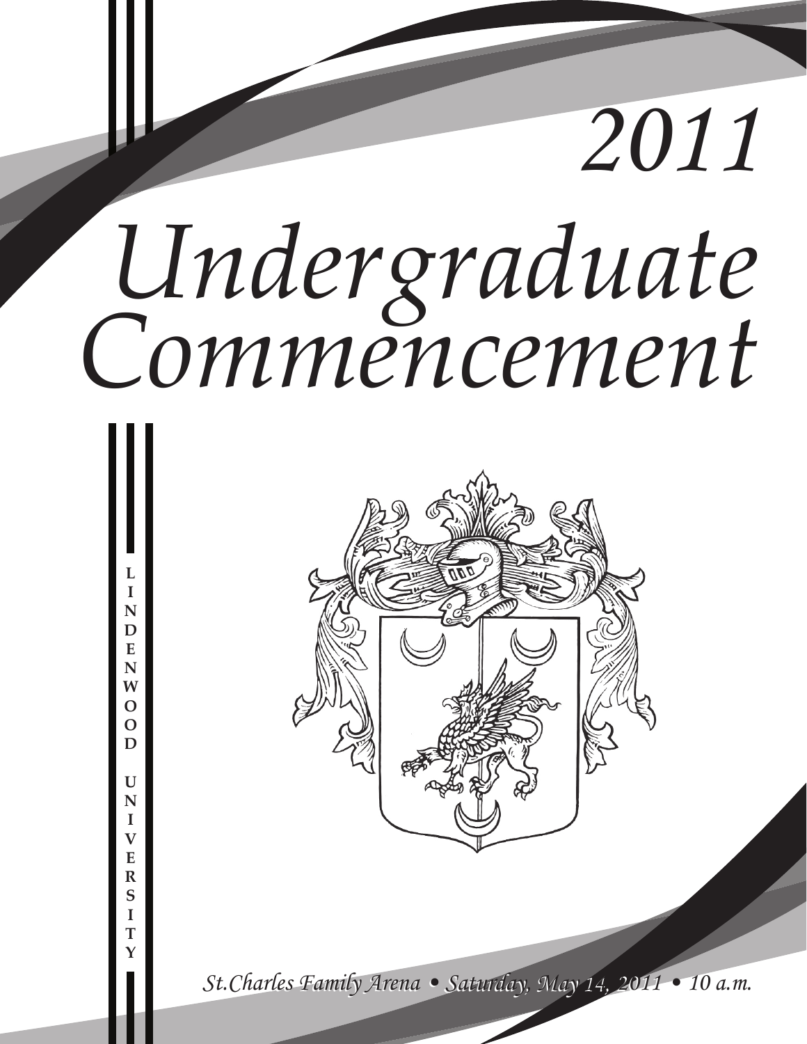# 2011 Undergraduate Commencement

LINDENWOOD UNIVERSITY

*St.Charles Family Arena • Saturday, May 14, 2011 • 10 a.m.*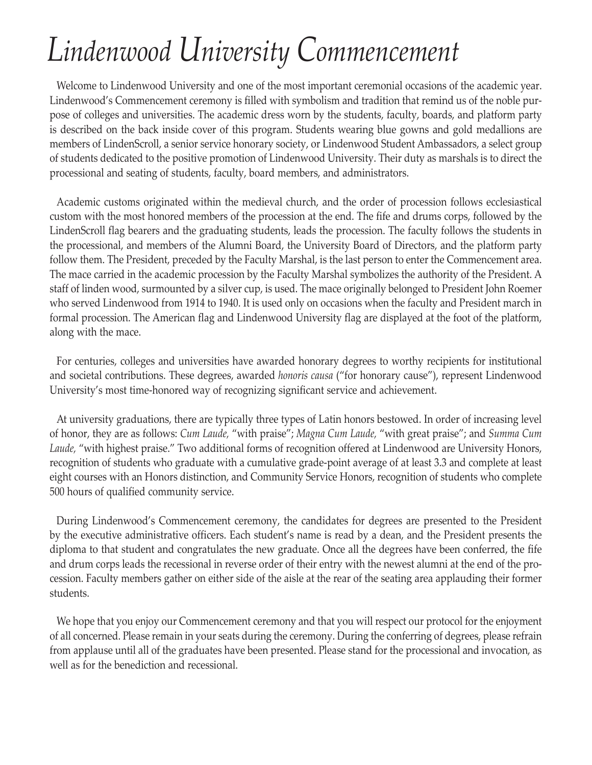# *Lindenwood University Commencement*

Welcome to Lindenwood University and one of the most important ceremonial occasions of the academic year. Lindenwood's Commencement ceremony is filled with symbolism and tradition that remind us of the noble purpose of colleges and universities. The academic dress worn by the students, faculty, boards, and platform party is described on the back inside cover of this program. Students wearing blue gowns and gold medallions are members of LindenScroll, a senior service honorary society, or Lindenwood Student Ambassadors, a select group of students dedicated to the positive promotion of Lindenwood University. Their duty as marshals is to direct the processional and seating of students, faculty, board members, and administrators.

Academic customs originated within the medieval church, and the order of procession follows ecclesiastical custom with the most honored members of the procession at the end. The fife and drums corps, followed by the LindenScroll flag bearers and the graduating students, leads the procession. The faculty follows the students in the processional, and members of the Alumni Board, the University Board of Directors, and the platform party follow them. The President, preceded by the Faculty Marshal, is the last person to enter the Commencement area. The mace carried in the academic procession by the Faculty Marshal symbolizes the authority of the President. A staff of linden wood, surmounted by a silver cup, is used. The mace originally belonged to President John Roemer who served Lindenwood from 1914 to 1940. It is used only on occasions when the faculty and President march in formal procession. The American flag and Lindenwood University flag are displayed at the foot of the platform, along with the mace.

For centuries, colleges and universities have awarded honorary degrees to worthy recipients for institutional and societal contributions. These degrees, awarded *honoris causa* ("for honorary cause"), represent Lindenwood University's most time-honored way of recognizing significant service and achievement.

At university graduations, there are typically three types of Latin honors bestowed. In order of increasing level of honor, they are as follows: *Cum Laude,* "with praise"; *Magna Cum Laude,* "with great praise"; and *Summa Cum Laude,* "with highest praise." Two additional forms of recognition offered at Lindenwood are University Honors, recognition of students who graduate with a cumulative grade-point average of at least 3.3 and complete at least eight courses with an Honors distinction, and Community Service Honors, recognition of students who complete 500 hours of qualified community service.

During Lindenwood's Commencement ceremony, the candidates for degrees are presented to the President by the executive administrative officers. Each student's name is read by a dean, and the President presents the diploma to that student and congratulates the new graduate. Once all the degrees have been conferred, the fife and drum corps leads the recessional in reverse order of their entry with the newest alumni at the end of the procession. Faculty members gather on either side of the aisle at the rear of the seating area applauding their former students.

We hope that you enjoy our Commencement ceremony and that you will respect our protocol for the enjoyment of all concerned. Please remain in your seats during the ceremony. During the conferring of degrees, please refrain from applause until all of the graduates have been presented. Please stand for the processional and invocation, as well as for the benediction and recessional.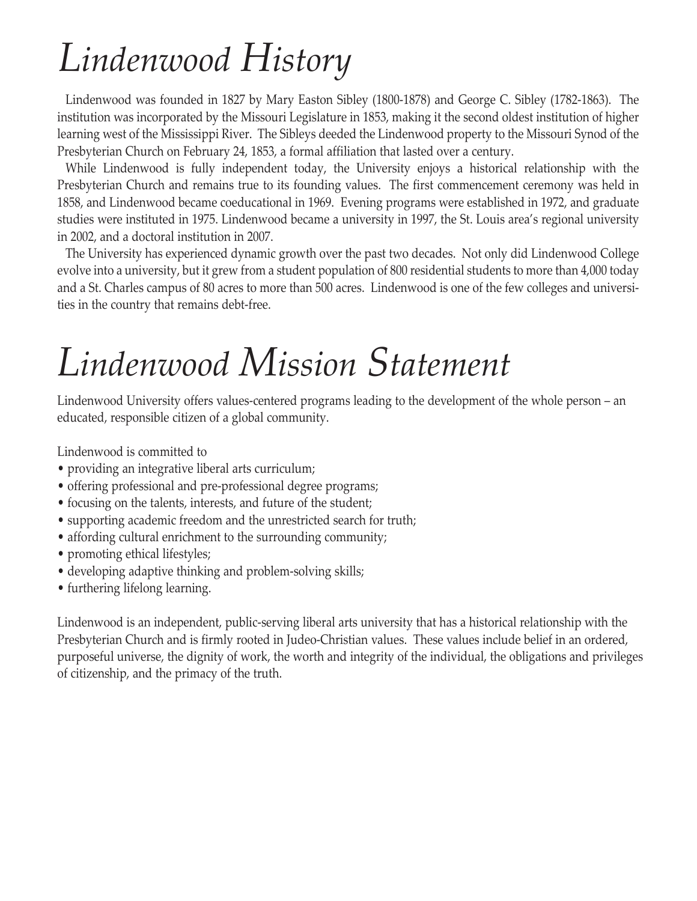# *Lindenwood History*

Lindenwood was founded in 1827 by Mary Easton Sibley (1800-1878) and George C. Sibley (1782-1863). The institution was incorporated by the Missouri Legislature in 1853, making it the second oldest institution of higher learning west of the Mississippi River. The Sibleys deeded the Lindenwood property to the Missouri Synod of the Presbyterian Church on February 24, 1853, a formal affiliation that lasted over a century.

While Lindenwood is fully independent today, the University enjoys a historical relationship with the Presbyterian Church and remains true to its founding values. The first commencement ceremony was held in 1858, and Lindenwood became coeducational in 1969. Evening programs were established in 1972, and graduate studies were instituted in 1975. Lindenwood became a university in 1997, the St. Louis area's regional university in 2002, and a doctoral institution in 2007.

The University has experienced dynamic growth over the past two decades. Not only did Lindenwood College evolve into a university, but it grew from a student population of 800 residential students to more than 4,000 today and a St. Charles campus of 80 acres to more than 500 acres. Lindenwood is one of the few colleges and universities in the country that remains debt-free.

# *Lindenwood Mission Statement*

Lindenwood University offers values-centered programs leading to the development of the whole person – an educated, responsible citizen of a global community.

Lindenwood is committed to

- providing an integrative liberal arts curriculum;
- offering professional and pre-professional degree programs;
- focusing on the talents, interests, and future of the student;
- supporting academic freedom and the unrestricted search for truth;
- affording cultural enrichment to the surrounding community;
- promoting ethical lifestyles;
- developing adaptive thinking and problem-solving skills;
- furthering lifelong learning.

Lindenwood is an independent, public-serving liberal arts university that has a historical relationship with the Presbyterian Church and is firmly rooted in Judeo-Christian values. These values include belief in an ordered, purposeful universe, the dignity of work, the worth and integrity of the individual, the obligations and privileges of citizenship, and the primacy of the truth.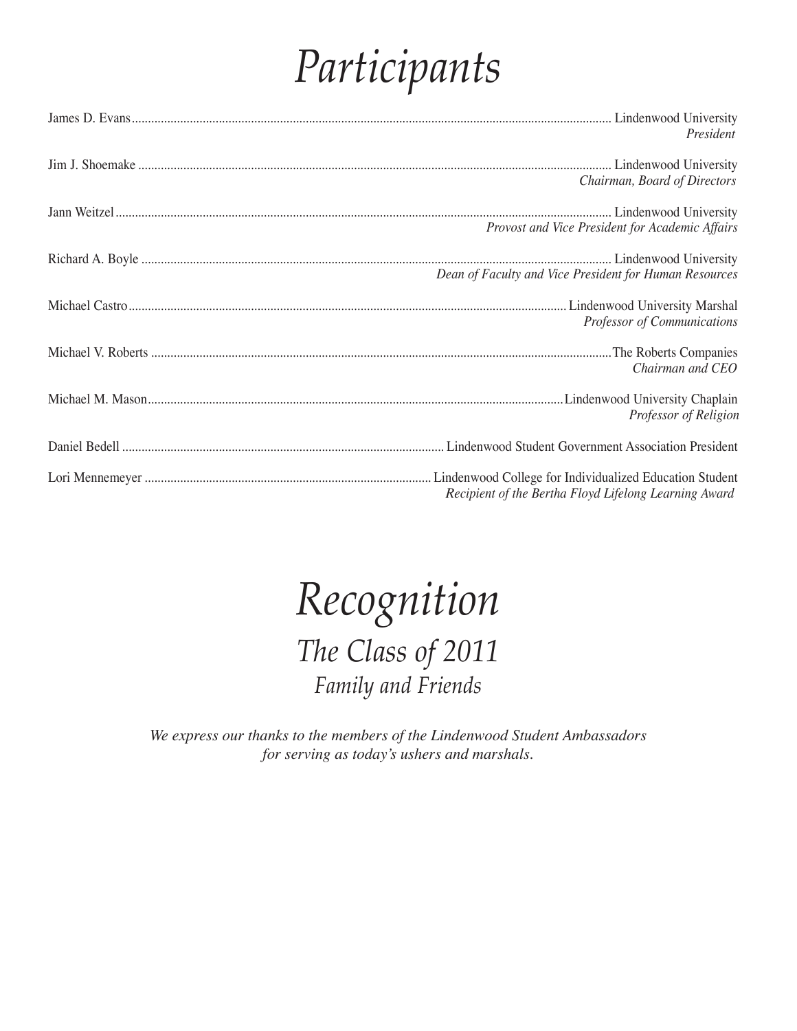# *Participants*

James D. Evans .................... Lindenwood University
*President*

Jim J. Shoemake .................... Lindenwood University
*Chairman, Board of Directors*

Jann Weitzel .................... Lindenwood University
*Provost and Vice President for Academic Affairs*

Richard A. Boyle .................... Lindenwood University
*Dean of Faculty and Vice President for Human Resources*

Michael Castro .................... Lindenwood University Marshal
*Professor of Communications*

Michael V. Roberts .................... The Roberts Companies
*Chairman and CEO*

Michael M. Mason .................... Lindenwood University Chaplain
*Professor of Religion*

Daniel Bedell .................... Lindenwood Student Government Association President

Lori Mennemeyer .................... Lindenwood College for Individualized Education Student
*Recipient of the Bertha Floyd Lifelong Learning Award*

# *Recognition*

## *The Class of 2011*

### *Family and Friends*

*We express our thanks to the members of the Lindenwood Student Ambassadors for serving as today's ushers and marshals.*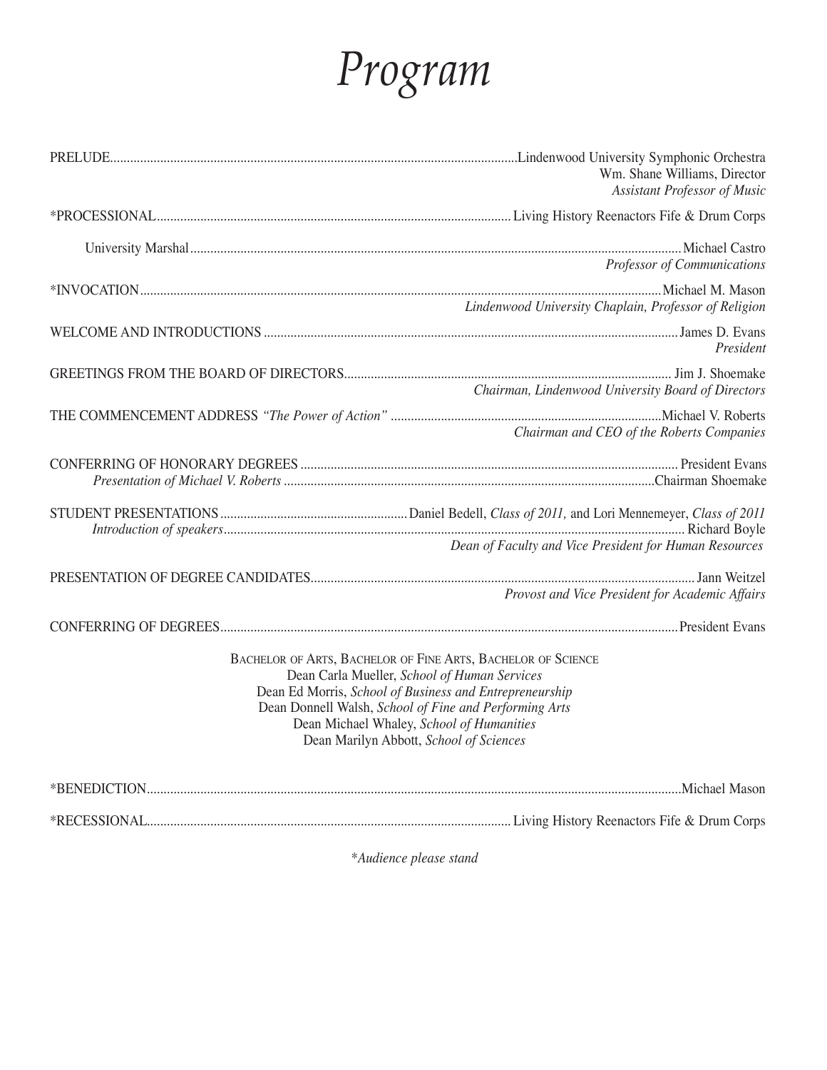# *Program*

PRELUDE........................................................................................................Lindenwood University Symphonic Orchestra
Wm. Shane Williams, Director
*Assistant Professor of Music*

*PROCESSIONAL........................................................................................................Living History Reenactors Fife & Drum Corps

University Marshal........................................................................................................Michael Castro
*Professor of Communications*

*INVOCATION........................................................................................................Michael M. Mason
*Lindenwood University Chaplain, Professor of Religion*

WELCOME AND INTRODUCTIONS........................................................................................................James D. Evans
*President*

GREETINGS FROM THE BOARD OF DIRECTORS........................................................................................................Jim J. Shoemake
*Chairman, Lindenwood University Board of Directors*

THE COMMENCEMENT ADDRESS *"The Power of Action"*........................................................................................................Michael V. Roberts
*Chairman and CEO of the Roberts Companies*

CONFERRING OF HONORARY DEGREES........................................................................................................President Evans
*Presentation of Michael V. Roberts*........................................................................................................Chairman Shoemake

STUDENT PRESENTATIONS........................................................Daniel Bedell, *Class of 2011,* and Lori Mennemeyer, *Class of 2011*
*Introduction of speakers*........................................................................................................Richard Boyle
*Dean of Faculty and Vice President for Human Resources*

PRESENTATION OF DEGREE CANDIDATES........................................................................................................Jann Weitzel
*Provost and Vice President for Academic Affairs*

CONFERRING OF DEGREES........................................................................................................President Evans

BACHELOR OF ARTS, BACHELOR OF FINE ARTS, BACHELOR OF SCIENCE
Dean Carla Mueller, *School of Human Services*
Dean Ed Morris, *School of Business and Entrepreneurship*
Dean Donnell Walsh, *School of Fine and Performing Arts*
Dean Michael Whaley, *School of Humanities*
Dean Marilyn Abbott, *School of Sciences*

*BENEDICTION........................................................................................................Michael Mason

*RECESSIONAL........................................................................................................Living History Reenactors Fife & Drum Corps

**Audience please stand*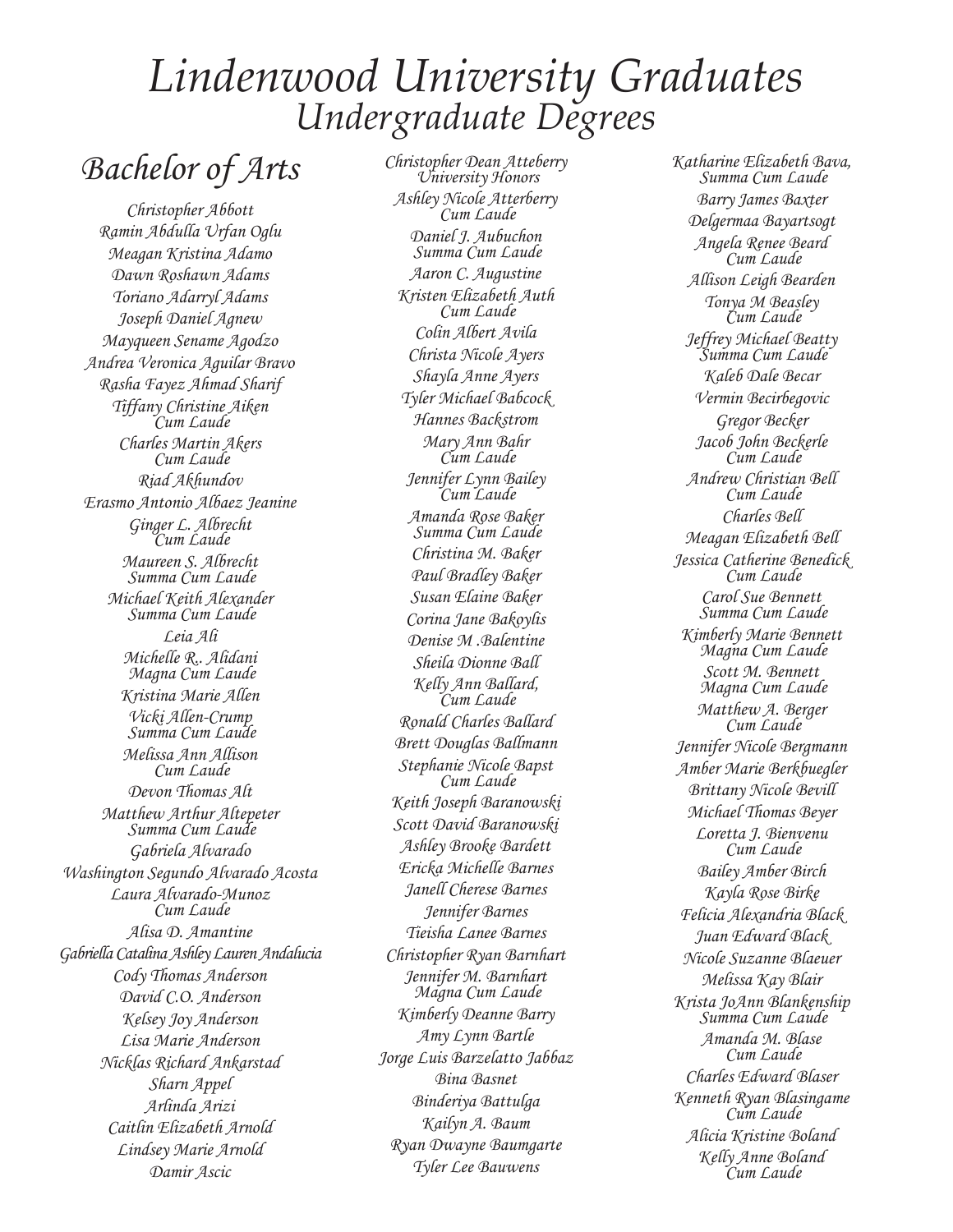# Lindenwood University Graduates

## Undergraduate Degrees

### Bachelor of Arts

Christopher Abbott
Ramin Abdulla Urfan Oglu
Meagan Kristina Adamo
Dawn Roshawn Adams
Toriano Adarryl Adams
Joseph Daniel Agnew
Mayqueen Sename Agodzo
Andrea Veronica Aguilar Bravo
Rasha Fayez Ahmad Sharif
Tiffany Christine Aiken
Cum Laude
Charles Martin Akers
Cum Laude
Riad Akhundov
Erasmo Antonio Albaez Jeanine
Ginger L. Albrecht
Cum Laude
Maureen S. Albrecht
Summa Cum Laude
Michael Keith Alexander
Summa Cum Laude
Leia Ali
Michelle R.. Alidani
Magna Cum Laude
Kristina Marie Allen
Vicki Allen-Crump
Summa Cum Laude
Melissa Ann Allison
Cum Laude
Devon Thomas Alt
Matthew Arthur Altepeter
Summa Cum Laude
Gabriela Alvarado
Washington Segundo Alvarado Acosta
Laura Alvarado-Munoz
Cum Laude
Alisa D. Amantine
Gabriella Catalina Ashley Lauren Andalucia
Cody Thomas Anderson
David C.O. Anderson
Kelsey Joy Anderson
Lisa Marie Anderson
Nicklas Richard Ankarstad
Sharn Appel
Arlinda Arizi
Caitlin Elizabeth Arnold
Lindsey Marie Arnold
Damir Ascic

Christopher Dean Atteberry
University Honors
Ashley Nicole Atterberry
Cum Laude
Daniel J. Aubuchon
Summa Cum Laude
Aaron C. Augustine
Kristen Elizabeth Auth
Cum Laude
Colin Albert Avila
Christa Nicole Ayers
Shayla Anne Ayers
Tyler Michael Babcock
Hannes Backstrom
Mary Ann Bahr
Cum Laude
Jennifer Lynn Bailey
Cum Laude
Amanda Rose Baker
Summa Cum Laude
Christina M. Baker
Paul Bradley Baker
Susan Elaine Baker
Corina Jane Bakoylis
Denise M .Balentine
Sheila Dionne Ball
Kelly Ann Ballard,
Cum Laude
Ronald Charles Ballard
Brett Douglas Ballmann
Stephanie Nicole Bapst
Cum Laude
Keith Joseph Baranowski
Scott David Baranowski
Ashley Brooke Bardett
Ericka Michelle Barnes
Janell Cherese Barnes
Jennifer Barnes
Tieisha Lanee Barnes
Christopher Ryan Barnhart
Jennifer M. Barnhart
Magna Cum Laude
Kimberly Deanne Barry
Amy Lynn Bartle
Jorge Luis Barzelatto Jabbaz
Bina Basnet
Binderiya Battulga
Kailyn A. Baum
Ryan Dwayne Baumgarte
Tyler Lee Bauwens

Katharine Elizabeth Bava,
Summa Cum Laude
Barry James Baxter
Delgermaa Bayartsogt
Angela Renee Beard
Cum Laude
Allison Leigh Bearden
Tonya M Beasley
Cum Laude
Jeffrey Michael Beatty
Summa Cum Laude
Kaleb Dale Becar
Vermin Becirbegovic
Gregor Becker
Jacob John Beckerle
Cum Laude
Andrew Christian Bell
Cum Laude
Charles Bell
Meagan Elizabeth Bell
Jessica Catherine Benedick
Cum Laude
Carol Sue Bennett
Summa Cum Laude
Kimberly Marie Bennett
Magna Cum Laude
Scott M. Bennett
Magna Cum Laude
Matthew A. Berger
Cum Laude
Jennifer Nicole Bergmann
Amber Marie Berkbuegler
Brittany Nicole Bevill
Michael Thomas Beyer
Loretta J. Bienvenu
Cum Laude
Bailey Amber Birch
Kayla Rose Birke
Felicia Alexandria Black
Juan Edward Black
Nicole Suzanne Blaeuer
Melissa Kay Blair
Krista JoAnn Blankenship
Summa Cum Laude
Amanda M. Blase
Cum Laude
Charles Edward Blaser
Kenneth Ryan Blasingame
Cum Laude
Alicia Kristine Boland
Kelly Anne Boland
Cum Laude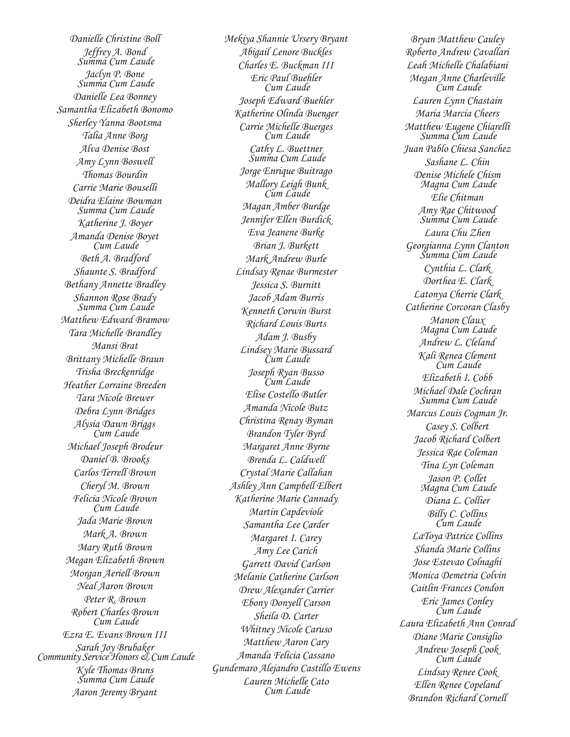Danielle Christine Boll

Jeffrey A. Bond
Summa Cum Laude

Jaclyn P. Bone
Summa Cum Laude

Danielle Lea Bonney

Samantha Elizabeth Bonomo

Sherley Yanna Bootsma

Talia Anne Borg

Alva Denise Bost

Amy Lynn Boswell

Thomas Bourdin

Carrie Marie Bouselli

Deidra Elaine Bowman
Summa Cum Laude

Katherine J. Boyer

Amanda Denise Boyet
Cum Laude

Beth A. Bradford

Shaunte S. Bradford

Bethany Annette Bradley

Shannon Rose Brady
Summa Cum Laude

Matthew Edward Bramow

Tara Michelle Brandley

Mansi Brat

Brittany Michelle Braun

Trisha Breckenridge

Heather Lorraine Breeden

Tara Nicole Brewer

Debra Lynn Bridges

Alysia Dawn Briggs
Cum Laude

Michael Joseph Brodeur

Daniel B. Brooks

Carlos Terrell Brown

Cheryl M. Brown

Felicia Nicole Brown
Cum Laude

Jada Marie Brown

Mark A. Brown

Mary Ruth Brown

Megan Elizabeth Brown

Morgan Aeriell Brown

Neal Aaron Brown

Peter R. Brown

Robert Charles Brown
Cum Laude

Ezra E. Evans Brown III

Sarah Joy Brubaker
Community Service Honors & Cum Laude

Kyle Thomas Bruns
Summa Cum Laude

Aaron Jeremy Bryant

Mekiya Shannie Ursery Bryant

Abigail Lenore Buckles

Charles E. Buckman III

Eric Paul Buehler
Cum Laude

Joseph Edward Buehler

Katherine Olinda Buenger

Carrie Michelle Buerges
Cum Laude

Cathy L. Buettner
Summa Cum Laude

Jorge Enrique Buitrago

Mallory Leigh Bunk
Cum Laude

Magan Amber Burdge

Jennifer Ellen Burdick

Eva Jeanene Burke

Brian J. Burkett

Mark Andrew Burle

Lindsay Renae Burmester

Jessica S. Burnitt

Jacob Adam Burris

Kenneth Corwin Burst

Richard Louis Burts

Adam J. Busby

Lindsey Marie Bussard
Cum Laude

Joseph Ryan Busso
Cum Laude

Elise Costello Butler

Amanda Nicole Butz

Christina Renay Byman

Brandon Tyler Byrd

Margaret Anne Byrne

Brenda L. Caldwell

Crystal Marie Callahan

Ashley Ann Campbell Elbert

Katherine Marie Cannady

Martin Capdeviole

Samantha Lee Carder

Margaret I. Carey

Amy Lee Carich

Garrett David Carlson

Melanie Catherine Carlson

Drew Alexander Carrier

Ebony Donyell Carson

Sheila D. Carter

Whitney Nicole Caruso

Matthew Aaron Cary

Amanda Felicia Cassano

Gundemaro Alejandro Castillo Ewens

Lauren Michelle Cato
Cum Laude

Bryan Matthew Cauley

Roberto Andrew Cavallari

Leah Michelle Chalabiani

Megan Anne Charleville
Cum Laude

Lauren Lynn Chastain

Maria Marcia Cheers

Matthew Eugene Chiarelli
Summa Cum Laude

Juan Pablo Chiesa Sanchez

Sashane L. Chin

Denise Michele Chism
Magna Cum Laude

Elie Chitman

Amy Rae Chitwood
Summa Cum Laude

Laura Chu Zhen

Georgianna Lynn Clanton
Summa Cum Laude

Cynthia L. Clark

Dorthea E. Clark

Latonya Cherrie Clark

Catherine Corcoran Clasby

Manon Claux
Magna Cum Laude

Andrew L. Cleland

Kali Renea Clement
Cum Laude

Elizabeth I. Cobb

Michael Dale Cochran
Summa Cum Laude

Marcus Louis Cogman Jr.

Casey S. Colbert

Jacob Richard Colbert

Jessica Rae Coleman

Tina Lyn Coleman

Jason P. Collet
Magna Cum Laude

Diana L. Collier

Billy C. Collins
Cum Laude

LaToya Patrice Collins

Shanda Marie Collins

Jose Estevao Colnaghi

Monica Demetria Colvin

Caitlin Frances Condon

Eric James Conley
Cum Laude

Laura Elizabeth Ann Conrad

Diane Marie Consiglio

Andrew Joseph Cook
Cum Laude

Lindsay Renee Cook

Ellen Renee Copeland

Brandon Richard Cornell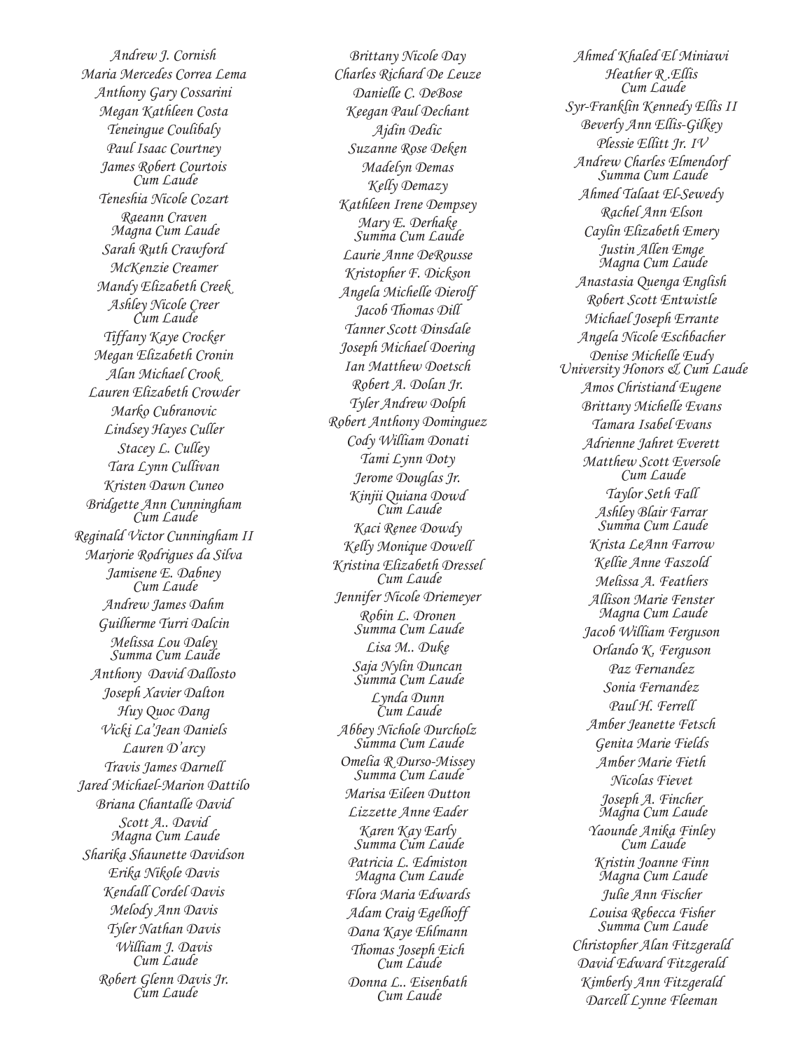Andrew J. Cornish
Maria Mercedes Correa Lema
Anthony Gary Cossarini
Megan Kathleen Costa
Teneingue Coulibaly
Paul Isaac Courtney
James Robert Courtois
Cum Laude
Teneshia Nicole Cozart
Raeann Craven
Magna Cum Laude
Sarah Ruth Crawford
McKenzie Creamer
Mandy Elizabeth Creek
Ashley Nicole Creer
Cum Laude
Tiffany Kaye Crocker
Megan Elizabeth Cronin
Alan Michael Crook
Lauren Elizabeth Crowder
Marko Cubranovic
Lindsey Hayes Culler
Stacey L. Culley
Tara Lynn Cullivan
Kristen Dawn Cuneo
Bridgette Ann Cunningham
Cum Laude
Reginald Victor Cunningham II
Marjorie Rodrigues da Silva
Jamisene E. Dabney
Cum Laude
Andrew James Dahm
Guilherme Turri Dalcin
Melissa Lou Daley
Summa Cum Laude
Anthony David Dallosto
Joseph Xavier Dalton
Huy Quoc Dang
Vicki La'Jean Daniels
Lauren D'arcy
Travis James Darnell
Jared Michael-Marion Dattilo
Briana Chantalle David
Scott A.. David
Magna Cum Laude
Sharika Shaunette Davidson
Erika Nikole Davis
Kendall Cordel Davis
Melody Ann Davis
Tyler Nathan Davis
William J. Davis
Cum Laude
Robert Glenn Davis Jr.
Cum Laude

Brittany Nicole Day
Charles Richard De Leuze
Danielle C. DeBose
Keegan Paul Dechant
Ajdin Dedic
Suzanne Rose Deken
Madelyn Demas
Kelly Demazy
Kathleen Irene Dempsey
Mary E. Derhake
Summa Cum Laude
Laurie Anne DeRousse
Kristopher F. Dickson
Angela Michelle Dierolf
Jacob Thomas Dill
Tanner Scott Dinsdale
Joseph Michael Doering
Ian Matthew Doetsch
Robert A. Dolan Jr.
Tyler Andrew Dolph
Robert Anthony Dominguez
Cody William Donati
Tami Lynn Doty
Jerome Douglas Jr.
Kinjii Quiana Dowd
Cum Laude
Kaci Renee Dowdy
Kelly Monique Dowell
Kristina Elizabeth Dressel
Cum Laude
Jennifer Nicole Driemeyer
Robin L. Dronen
Summa Cum Laude
Lisa M.. Duke
Saja Nylin Duncan
Summa Cum Laude
Lynda Dunn
Cum Laude
Abbey Nichole Durcholz
Summa Cum Laude
Omelia R Durso-Missey
Summa Cum Laude
Marisa Eileen Dutton
Lizzette Anne Eader
Karen Kay Early
Summa Cum Laude
Patricia L. Edmiston
Magna Cum Laude
Flora Maria Edwards
Adam Craig Egelhoff
Dana Kaye Ehlmann
Thomas Joseph Eich
Cum Laude
Donna L.. Eisenbath
Cum Laude

Ahmed Khaled El Miniawi
Heather R .Ellis
Cum Laude
Syr-Franklin Kennedy Ellis II
Beverly Ann Ellis-Gilkey
Plessie Ellitt Jr. IV
Andrew Charles Elmendorf
Summa Cum Laude
Ahmed Talaat El-Sewedy
Rachel Ann Elson
Caylin Elizabeth Emery
Justin Allen Emge
Magna Cum Laude
Anastasia Quenga English
Robert Scott Entwistle
Michael Joseph Errante
Angela Nicole Eschbacher
Denise Michelle Eudy
University Honors & Cum Laude
Amos Christiand Eugene
Brittany Michelle Evans
Tamara Isabel Evans
Adrienne Jahret Everett
Matthew Scott Eversole
Cum Laude
Taylor Seth Fall
Ashley Blair Farrar
Summa Cum Laude
Krista LeAnn Farrow
Kellie Anne Faszold
Melissa A. Feathers
Allison Marie Fenster
Magna Cum Laude
Jacob William Ferguson
Orlando K. Ferguson
Paz Fernandez
Sonia Fernandez
Paul H. Ferrell
Amber Jeanette Fetsch
Genita Marie Fields
Amber Marie Fieth
Nicolas Fievet
Joseph A. Fincher
Magna Cum Laude
Yaounde Anika Finley
Cum Laude
Kristin Joanne Finn
Magna Cum Laude
Julie Ann Fischer
Louisa Rebecca Fisher
Summa Cum Laude
Christopher Alan Fitzgerald
David Edward Fitzgerald
Kimberly Ann Fitzgerald
Darcell Lynne Fleeman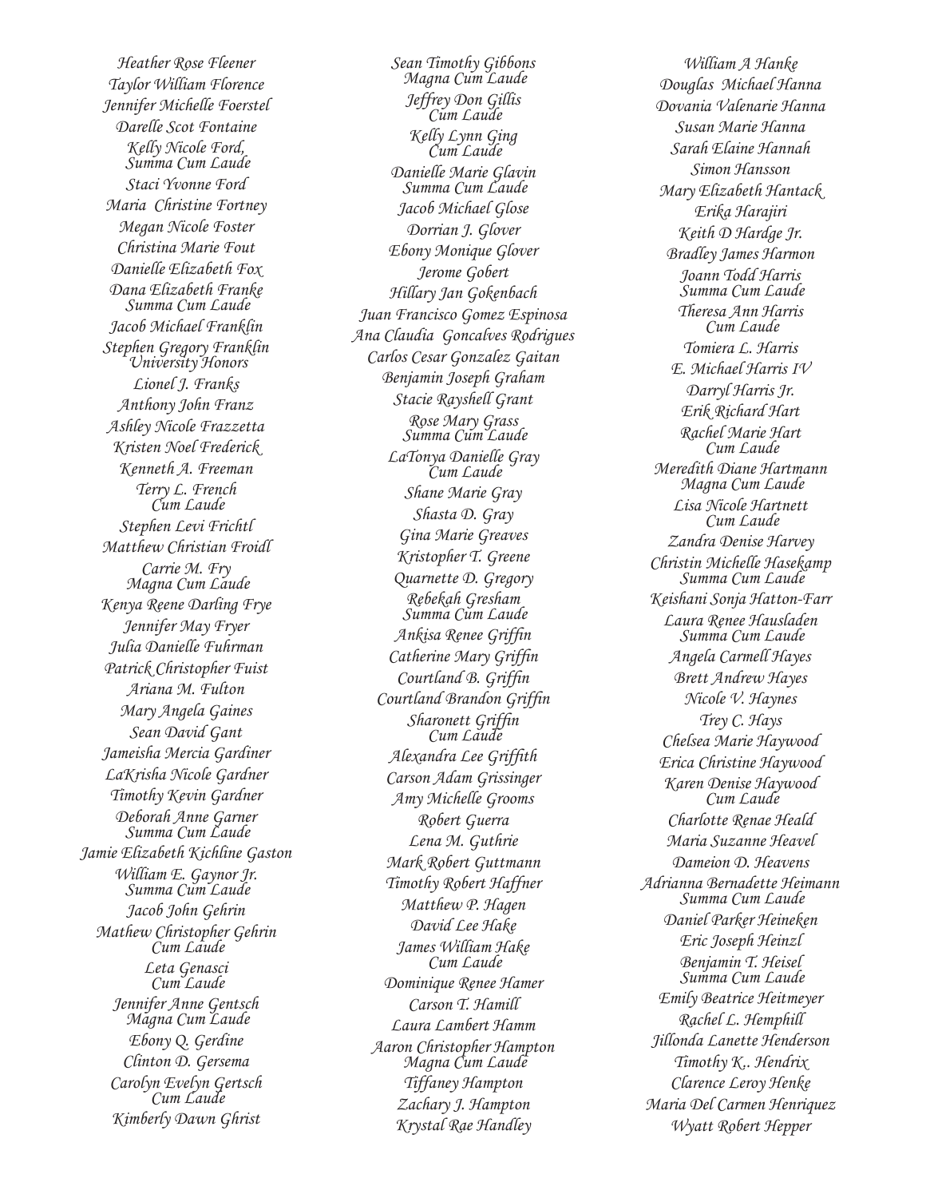Heather Rose Fleener
Taylor William Florence
Jennifer Michelle Foerstel
Darelle Scot Fontaine
Kelly Nicole Ford,
Summa Cum Laude
Staci Yvonne Ford
Maria Christine Fortney
Megan Nicole Foster
Christina Marie Fout
Danielle Elizabeth Fox
Dana Elizabeth Franke
Summa Cum Laude
Jacob Michael Franklin
Stephen Gregory Franklin
University Honors
Lionel J. Franks
Anthony John Franz
Ashley Nicole Frazzetta
Kristen Noel Frederick
Kenneth A. Freeman
Terry L. French
Cum Laude
Stephen Levi Frichtl
Matthew Christian Froidl
Carrie M. Fry
Magna Cum Laude
Kenya Reene Darling Frye
Jennifer May Fryer
Julia Danielle Fuhrman
Patrick Christopher Fuist
Ariana M. Fulton
Mary Angela Gaines
Sean David Gant
Jameisha Mercia Gardiner
LaKrisha Nicole Gardner
Timothy Kevin Gardner
Deborah Anne Garner
Summa Cum Laude
Jamie Elizabeth Kichline Gaston
William E. Gaynor Jr.
Summa Cum Laude
Jacob John Gehrin
Mathew Christopher Gehrin
Cum Laude
Leta Genasci
Cum Laude
Jennifer Anne Gentsch
Magna Cum Laude
Ebony Q. Gerdine
Clinton D. Gersema
Carolyn Evelyn Gertsch
Cum Laude
Kimberly Dawn Ghrist

Sean Timothy Gibbons
Magna Cum Laude
Jeffrey Don Gillis
Cum Laude
Kelly Lynn Ging
Cum Laude
Danielle Marie Glavin
Summa Cum Laude
Jacob Michael Glose
Dorrian J. Glover
Ebony Monique Glover
Jerome Gobert
Hillary Jan Gokenbach
Juan Francisco Gomez Espinosa
Ana Claudia Goncalves Rodrigues
Carlos Cesar Gonzalez Gaitan
Benjamin Joseph Graham
Stacie Rayshell Grant
Rose Mary Grass
Summa Cum Laude
LaTonya Danielle Gray
Cum Laude
Shane Marie Gray
Shasta D. Gray
Gina Marie Greaves
Kristopher T. Greene
Quarnette D. Gregory
Rebekah Gresham
Summa Cum Laude
Ankisa Renee Griffin
Catherine Mary Griffin
Courtland B. Griffin
Courtland Brandon Griffin
Sharonett Griffin
Cum Laude
Alexandra Lee Griffith
Carson Adam Grissinger
Amy Michelle Grooms
Robert Guerra
Lena M. Guthrie
Mark Robert Guttmann
Timothy Robert Haffner
Matthew P. Hagen
David Lee Hake
James William Hake
Cum Laude
Dominique Renee Hamer
Carson T. Hamill
Laura Lambert Hamm
Aaron Christopher Hampton
Magna Cum Laude
Tiffaney Hampton
Zachary J. Hampton
Krystal Rae Handley

William A Hanke
Douglas Michael Hanna
Dovania Valenarie Hanna
Susan Marie Hanna
Sarah Elaine Hannah
Simon Hansson
Mary Elizabeth Hantack
Erika Harajiri
Keith D Hardge Jr.
Bradley James Harmon
Joann Todd Harris
Summa Cum Laude
Theresa Ann Harris
Cum Laude
Tomiera L. Harris
E. Michael Harris IV
Darryl Harris Jr.
Erik Richard Hart
Rachel Marie Hart
Cum Laude
Meredith Diane Hartmann
Magna Cum Laude
Lisa Nicole Hartnett
Cum Laude
Zandra Denise Harvey
Christin Michelle Hasekamp
Summa Cum Laude
Keishani Sonja Hatton-Farr
Laura Renee Hausladen
Summa Cum Laude
Angela Carmell Hayes
Brett Andrew Hayes
Nicole V. Haynes
Trey C. Hays
Chelsea Marie Haywood
Erica Christine Haywood
Karen Denise Haywood
Cum Laude
Charlotte Renae Heald
Maria Suzanne Heavel
Dameion D. Heavens
Adrianna Bernadette Heimann
Summa Cum Laude
Daniel Parker Heineken
Eric Joseph Heinzl
Benjamin T. Heisel
Summa Cum Laude
Emily Beatrice Heitmeyer
Rachel L. Hemphill
Jillonda Lanette Henderson
Timothy K.. Hendrix
Clarence Leroy Henke
Maria Del Carmen Henriquez
Wyatt Robert Hepper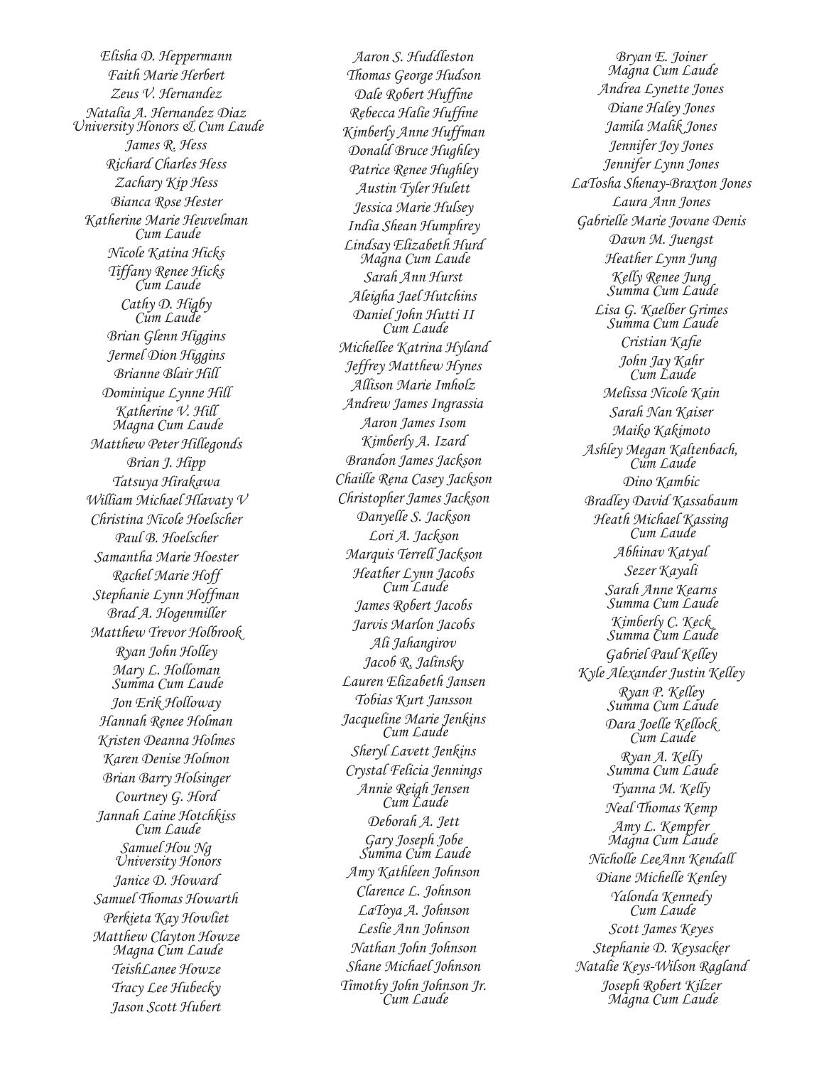Elisha D. Heppermann
Faith Marie Herbert
Zeus V. Hernandez
Natalia A. Hernandez Diaz
University Honors & Cum Laude
James R. Hess
Richard Charles Hess
Zachary Kip Hess
Bianca Rose Hester
Katherine Marie Heuvelman
Cum Laude
Nicole Katina Hicks
Tiffany Renee Hicks
Cum Laude
Cathy D. Higby
Cum Laude
Brian Glenn Higgins
Jermel Dion Higgins
Brianne Blair Hill
Dominique Lynne Hill
Katherine V. Hill
Magna Cum Laude
Matthew Peter Hillegonds
Brian J. Hipp
Tatsuya Hirakawa
William Michael Hlavaty V
Christina Nicole Hoelscher
Paul B. Hoelscher
Samantha Marie Hoester
Rachel Marie Hoff
Stephanie Lynn Hoffman
Brad A. Hogenmiller
Matthew Trevor Holbrook
Ryan John Holley
Mary L. Holloman
Summa Cum Laude
Jon Erik Holloway
Hannah Renee Holman
Kristen Deanna Holmes
Karen Denise Holmon
Brian Barry Holsinger
Courtney G. Hord
Jannah Laine Hotchkiss
Cum Laude
Samuel Hou Ng
University Honors
Janice D. Howard
Samuel Thomas Howarth
Perkieta Kay Howliet
Matthew Clayton Howze
Magna Cum Laude
TeishLanee Howze
Tracy Lee Hubecky
Jason Scott Hubert

Aaron S. Huddleston
Thomas George Hudson
Dale Robert Huffine
Rebecca Halie Huffine
Kimberly Anne Huffman
Donald Bruce Hughley
Patrice Renee Hughley
Austin Tyler Hulett
Jessica Marie Hulsey
India Shean Humphrey
Lindsay Elizabeth Hurd
Magna Cum Laude
Sarah Ann Hurst
Aleigha Jael Hutchins
Daniel John Hutti II
Cum Laude
Michellee Katrina Hyland
Jeffrey Matthew Hynes
Allison Marie Imholz
Andrew James Ingrassia
Aaron James Isom
Kimberly A. Izard
Brandon James Jackson
Chaille Rena Casey Jackson
Christopher James Jackson
Danyelle S. Jackson
Lori A. Jackson
Marquis Terrell Jackson
Heather Lynn Jacobs
Cum Laude
James Robert Jacobs
Jarvis Marlon Jacobs
Ali Jahangirov
Jacob R. Jalinsky
Lauren Elizabeth Jansen
Tobias Kurt Jansson
Jacqueline Marie Jenkins
Cum Laude
Sheryl Lavett Jenkins
Crystal Felicia Jennings
Annie Reigh Jensen
Cum Laude
Deborah A. Jett
Gary Joseph Jobe
Summa Cum Laude
Amy Kathleen Johnson
Clarence L. Johnson
LaToya A. Johnson
Leslie Ann Johnson
Nathan John Johnson
Shane Michael Johnson
Timothy John Johnson Jr.
Cum Laude

Bryan E. Joiner
Magna Cum Laude
Andrea Lynette Jones
Diane Haley Jones
Jamila Malik Jones
Jennifer Joy Jones
Jennifer Lynn Jones
LaTosha Shenay-Braxton Jones
Laura Ann Jones
Gabrielle Marie Jovane Denis
Dawn M. Juengst
Heather Lynn Jung
Kelly Renee Jung
Summa Cum Laude
Lisa G. Kaelber Grimes
Summa Cum Laude
Cristian Kafie
John Jay Kahr
Cum Laude
Melissa Nicole Kain
Sarah Nan Kaiser
Maiko Kakimoto
Ashley Megan Kaltenbach,
Cum Laude
Dino Kambic
Bradley David Kassabaum
Heath Michael Kassing
Cum Laude
Abhinav Katyal
Sezer Kayali
Sarah Anne Kearns
Summa Cum Laude
Kimberly C. Keck
Summa Cum Laude
Gabriel Paul Kelley
Kyle Alexander Justin Kelley
Ryan P. Kelley
Summa Cum Laude
Dara Joelle Kellock
Cum Laude
Ryan A. Kelly
Summa Cum Laude
Tyanna M. Kelly
Neal Thomas Kemp
Amy L. Kempfer
Magna Cum Laude
Nicholle LeeAnn Kendall
Diane Michelle Kenley
Yalonda Kennedy
Cum Laude
Scott James Keyes
Stephanie D. Keysacker
Natalie Keys-Wilson Ragland
Joseph Robert Kilzer
Magna Cum Laude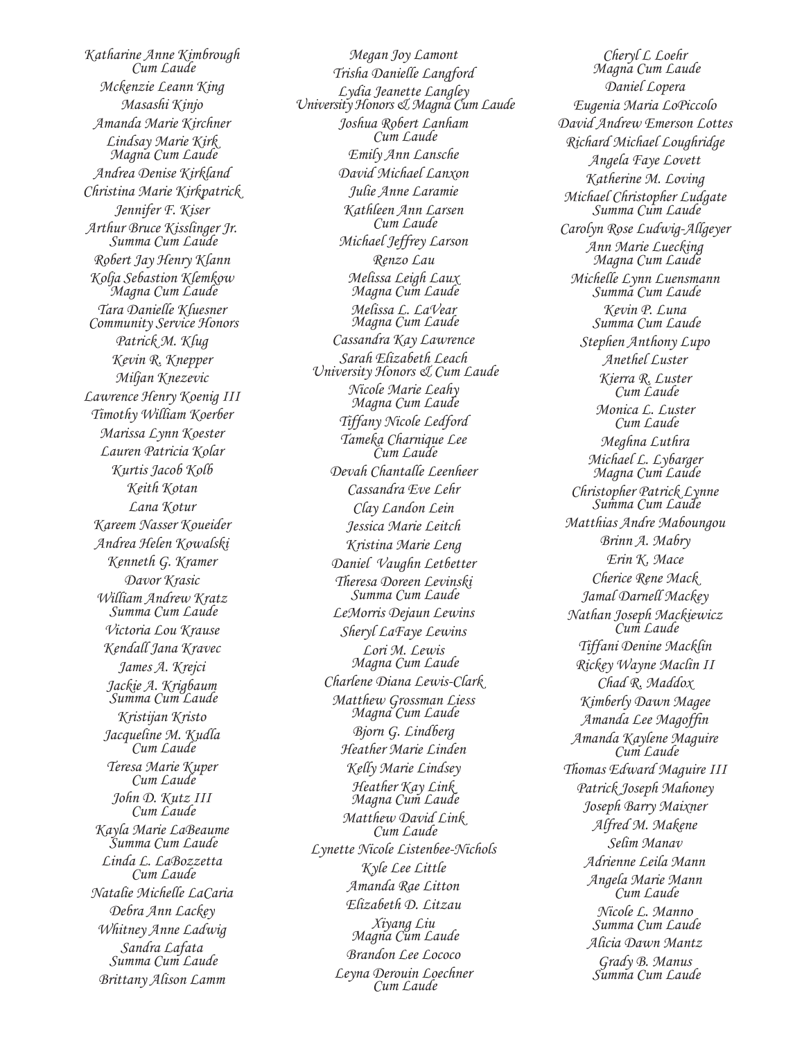Katharine Anne Kimbrough
Cum Laude

Mckenzie Leann King

Masashi Kinjo

Amanda Marie Kirchner

Lindsay Marie Kirk
Magna Cum Laude

Andrea Denise Kirkland

Christina Marie Kirkpatrick

Jennifer F. Kiser

Arthur Bruce Kisslinger Jr.
Summa Cum Laude

Robert Jay Henry Klann

Kolja Sebastion Klemkow
Magna Cum Laude

Tara Danielle Kluesner
Community Service Honors

Patrick M. Klug

Kevin R. Knepper

Miljan Knezevic

Lawrence Henry Koenig III

Timothy William Koerber

Marissa Lynn Koester

Lauren Patricia Kolar

Kurtis Jacob Kolb

Keith Kotan

Lana Kotur

Kareem Nasser Koueider

Andrea Helen Kowalski

Kenneth G. Kramer

Davor Krasic

William Andrew Kratz
Summa Cum Laude

Victoria Lou Krause

Kendall Jana Kravec

James A. Krejci

Jackie A. Krigbaum
Summa Cum Laude

Kristijan Kristo

Jacqueline M. Kudla
Cum Laude

Teresa Marie Kuper
Cum Laude

John D. Kutz III
Cum Laude

Kayla Marie LaBeaume
Summa Cum Laude

Linda L. LaBozzetta
Cum Laude

Natalie Michelle LaCaria

Debra Ann Lackey

Whitney Anne Ladwig

Sandra Lafata
Summa Cum Laude

Brittany Alison Lamm

Megan Joy Lamont

Trisha Danielle Langford

Lydia Jeanette Langley
University Honors & Magna Cum Laude

Joshua Robert Lanham
Cum Laude

Emily Ann Lansche

David Michael Lanxon

Julie Anne Laramie

Kathleen Ann Larsen
Cum Laude

Michael Jeffrey Larson

Renzo Lau

Melissa Leigh Laux
Magna Cum Laude

Melissa L. LaVear
Magna Cum Laude

Cassandra Kay Lawrence

Sarah Elizabeth Leach
University Honors & Cum Laude

Nicole Marie Leahy
Magna Cum Laude

Tiffany Nicole Ledford

Tameka Charnique Lee
Cum Laude

Devah Chantalle Leenheer

Cassandra Eve Lehr

Clay Landon Lein

Jessica Marie Leitch

Kristina Marie Leng

Daniel Vaughn Letbetter

Theresa Doreen Levinski
Summa Cum Laude

LeMorris Dejaun Lewins

Sheryl LaFaye Lewins

Lori M. Lewis
Magna Cum Laude

Charlene Diana Lewis-Clark

Matthew Grossman Liess
Magna Cum Laude

Bjorn G. Lindberg

Heather Marie Linden

Kelly Marie Lindsey

Heather Kay Link
Magna Cum Laude

Matthew David Link
Cum Laude

Lynette Nicole Listenbee-Nichols

Kyle Lee Little

Amanda Rae Litton

Elizabeth D. Litzau

Xiyang Liu
Magna Cum Laude

Brandon Lee Lococo

Leyna Derouin Loechner
Cum Laude

Cheryl L Loehr
Magna Cum Laude

Daniel Lopera

Eugenia Maria LoPiccolo

David Andrew Emerson Lottes

Richard Michael Loughridge

Angela Faye Lovett

Katherine M. Loving

Michael Christopher Ludgate
Summa Cum Laude

Carolyn Rose Ludwig-Allgeyer

Ann Marie Luecking
Magna Cum Laude

Michelle Lynn Luensmann
Summa Cum Laude

Kevin P. Luna
Summa Cum Laude

Stephen Anthony Lupo

Anethel Luster

Kierra R. Luster
Cum Laude

Monica L. Luster
Cum Laude

Meghna Luthra

Michael L. Lybarger
Magna Cum Laude

Christopher Patrick Lynne
Summa Cum Laude

Matthias Andre Maboungou

Brinn A. Mabry

Erin K. Mace

Cherice Rene Mack

Jamal Darnell Mackey

Nathan Joseph Mackiewicz
Cum Laude

Tiffani Denine Macklin

Rickey Wayne Maclin II

Chad R. Maddox

Kimberly Dawn Magee

Amanda Lee Magoffin

Amanda Kaylene Maguire
Cum Laude

Thomas Edward Maguire III

Patrick Joseph Mahoney

Joseph Barry Maixner

Alfred M. Makene

Selim Manav

Adrienne Leila Mann

Angela Marie Mann
Cum Laude

Nicole L. Manno
Summa Cum Laude

Alicia Dawn Mantz

Grady B. Manus
Summa Cum Laude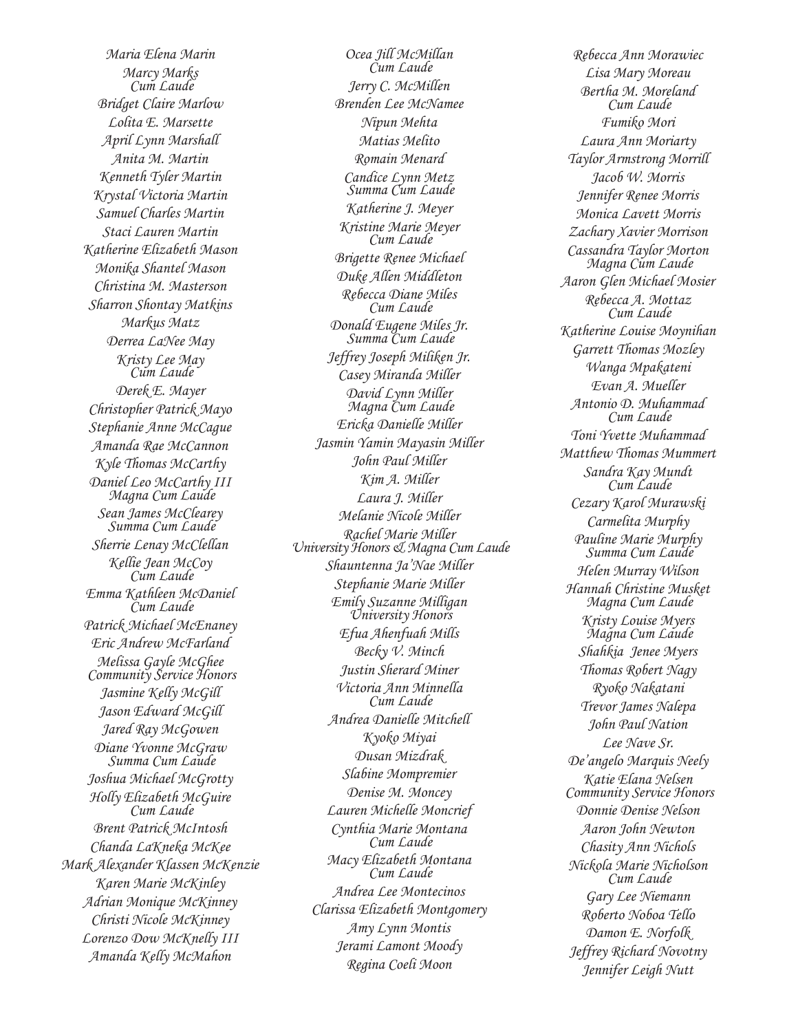Maria Elena Marin
Marcy Marks
Cum Laude
Bridget Claire Marlow
Lolita E. Marsette
April Lynn Marshall
Anita M. Martin
Kenneth Tyler Martin
Krystal Victoria Martin
Samuel Charles Martin
Staci Lauren Martin
Katherine Elizabeth Mason
Monika Shantel Mason
Christina M. Masterson
Sharron Shontay Matkins
Markus Matz
Derrea LaNee May
Kristy Lee May
Cum Laude
Derek E. Mayer
Christopher Patrick Mayo
Stephanie Anne McCague
Amanda Rae McCannon
Kyle Thomas McCarthy
Daniel Leo McCarthy III
Magna Cum Laude
Sean James McClearey
Summa Cum Laude
Sherrie Lenay McClellan
Kellie Jean McCoy
Cum Laude
Emma Kathleen McDaniel
Cum Laude
Patrick Michael McEnaney
Eric Andrew McFarland
Melissa Gayle McGhee
Community Service Honors
Jasmine Kelly McGill
Jason Edward McGill
Jared Ray McGowen
Diane Yvonne McGraw
Summa Cum Laude
Joshua Michael McGrotty
Holly Elizabeth McGuire
Cum Laude
Brent Patrick McIntosh
Chanda LaKneka McKee
Mark Alexander Klassen McKenzie
Karen Marie McKinley
Adrian Monique McKinney
Christi Nicole McKinney
Lorenzo Dow McKnelly III
Amanda Kelly McMahon

Ocea Jill McMillan
Cum Laude
Jerry C. McMillen
Brenden Lee McNamee
Nipun Mehta
Matias Melito
Romain Menard
Candice Lynn Metz
Summa Cum Laude
Katherine J. Meyer
Kristine Marie Meyer
Cum Laude
Brigette Renee Michael
Duke Allen Middleton
Rebecca Diane Miles
Cum Laude
Donald Eugene Miles Jr.
Summa Cum Laude
Jeffrey Joseph Miliken Jr.
Casey Miranda Miller
David Lynn Miller
Magna Cum Laude
Ericka Danielle Miller
Jasmin Yamin Mayasin Miller
John Paul Miller
Kim A. Miller
Laura J. Miller
Melanie Nicole Miller
Rachel Marie Miller
University Honors & Magna Cum Laude
Shauntenna Ja'Nae Miller
Stephanie Marie Miller
Emily Suzanne Milligan
University Honors
Efua Ahenfuah Mills
Becky V. Minch
Justin Sherard Miner
Victoria Ann Minnella
Cum Laude
Andrea Danielle Mitchell
Kyoko Miyai
Dusan Mizdrak
Slabine Mompremier
Denise M. Moncey
Lauren Michelle Moncrief
Cynthia Marie Montana
Cum Laude
Macy Elizabeth Montana
Cum Laude
Andrea Lee Montecinos
Clarissa Elizabeth Montgomery
Amy Lynn Montis
Jerami Lamont Moody
Regina Coeli Moon

Rebecca Ann Morawiec
Lisa Mary Moreau
Bertha M. Moreland
Cum Laude
Fumiko Mori
Laura Ann Moriarty
Taylor Armstrong Morrill
Jacob W. Morris
Jennifer Renee Morris
Monica Lavett Morris
Zachary Xavier Morrison
Cassandra Taylor Morton
Magna Cum Laude
Aaron Glen Michael Mosier
Rebecca A. Mottaz
Cum Laude
Katherine Louise Moynihan
Garrett Thomas Mozley
Wanga Mpakateni
Evan A. Mueller
Antonio D. Muhammad
Cum Laude
Toni Yvette Muhammad
Matthew Thomas Mummert
Sandra Kay Mundt
Cum Laude
Cezary Karol Murawski
Carmelita Murphy
Pauline Marie Murphy
Summa Cum Laude
Helen Murray Wilson
Hannah Christine Musket
Magna Cum Laude
Kristy Louise Myers
Magna Cum Laude
Shahkia Jenee Myers
Thomas Robert Nagy
Ryoko Nakatani
Trevor James Nalepa
John Paul Nation
Lee Nave Sr.
De'angelo Marquis Neely
Katie Elana Nelsen
Community Service Honors
Donnie Denise Nelson
Aaron John Newton
Chasity Ann Nichols
Nickola Marie Nicholson
Cum Laude
Gary Lee Niemann
Roberto Noboa Tello
Damon E. Norfolk
Jeffrey Richard Novotny
Jennifer Leigh Nutt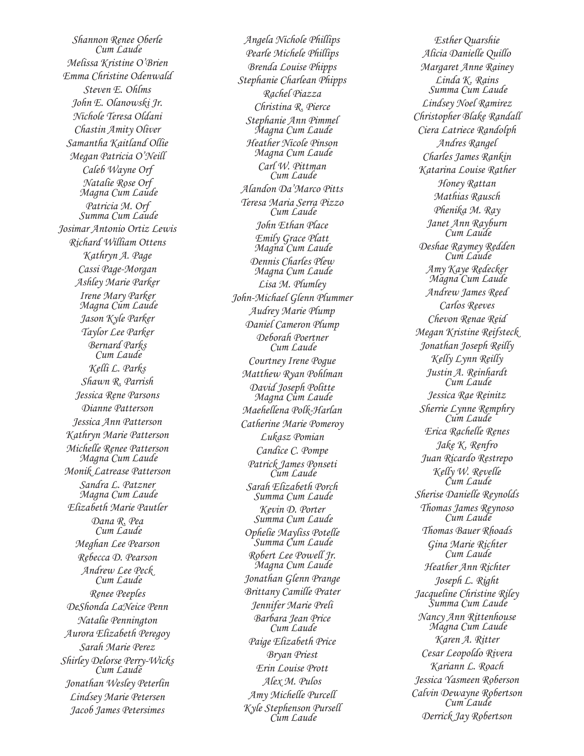*Shannon Renee Oberle*
*Cum Laude*
*Melissa Kristine O'Brien*
*Emma Christine Odenwald*
*Steven E. Ohlms*
*John E. Olanowski Jr.*
*Nichole Teresa Oldani*
*Chastin Amity Oliver*
*Samantha Kaitland Ollie*
*Megan Patricia O'Neill*
*Caleb Wayne Orf*
*Natalie Rose Orf*
*Magna Cum Laude*
*Patricia M. Orf*
*Summa Cum Laude*
*Josimar Antonio Ortiz Lewis*
*Richard William Ottens*
*Kathryn A. Page*
*Cassi Page-Morgan*
*Ashley Marie Parker*
*Irene Mary Parker*
*Magna Cum Laude*
*Jason Kyle Parker*
*Taylor Lee Parker*
*Bernard Parks*
*Cum Laude*
*Kelli L. Parks*
*Shawn R. Parrish*
*Jessica Rene Parsons*
*Dianne Patterson*
*Jessica Ann Patterson*
*Kathryn Marie Patterson*
*Michelle Renee Patterson*
*Magna Cum Laude*
*Monik Latrease Patterson*
*Sandra L. Patzner*
*Magna Cum Laude*
*Elizabeth Marie Pautler*
*Dana R. Pea*
*Cum Laude*
*Meghan Lee Pearson*
*Rebecca D. Pearson*
*Andrew Lee Peck*
*Cum Laude*
*Renee Peeples*
*DeShonda LaNeice Penn*
*Natalie Pennington*
*Aurora Elizabeth Peregoy*
*Sarah Marie Perez*
*Shirley Delorse Perry-Wicks*
*Cum Laude*
*Jonathan Wesley Peterlin*
*Lindsey Marie Petersen*
*Jacob James Petersimes*

*Angela Nichole Phillips*
*Pearle Michele Phillips*
*Brenda Louise Phipps*
*Stephanie Charlean Phipps*
*Rachel Piazza*
*Christina R. Pierce*
*Stephanie Ann Pimmel*
*Magna Cum Laude*
*Heather Nicole Pinson*
*Magna Cum Laude*
*Carl W. Pittman*
*Cum Laude*
*Alandon Da'Marco Pitts*
*Teresa Maria Serra Pizzo*
*Cum Laude*
*John Ethan Place*
*Emily Grace Platt*
*Magna Cum Laude*
*Dennis Charles Plew*
*Magna Cum Laude*
*Lisa M. Plumley*
*John-Michael Glenn Plummer*
*Audrey Marie Plump*
*Daniel Cameron Plump*
*Deborah Poertner*
*Cum Laude*
*Courtney Irene Pogue*
*Matthew Ryan Pohlman*
*David Joseph Politte*
*Magna Cum Laude*
*Maehellena Polk-Harlan*
*Catherine Marie Pomeroy*
*Lukasz Pomian*
*Candice C. Pompe*
*Patrick James Ponseti*
*Cum Laude*
*Sarah Elizabeth Porch*
*Summa Cum Laude*
*Kevin D. Porter*
*Summa Cum Laude*
*Ophelie Mayliss Potelle*
*Summa Cum Laude*
*Robert Lee Powell Jr.*
*Magna Cum Laude*
*Jonathan Glenn Prange*
*Brittany Camille Prater*
*Jennifer Marie Preli*
*Barbara Jean Price*
*Cum Laude*
*Paige Elizabeth Price*
*Bryan Priest*
*Erin Louise Prott*
*Alex M. Pulos*
*Amy Michelle Purcell*
*Kyle Stephenson Pursell*
*Cum Laude*

*Esther Quarshie*
*Alicia Danielle Quillo*
*Margaret Anne Rainey*
*Linda K. Rains*
*Summa Cum Laude*
*Lindsey Noel Ramirez*
*Christopher Blake Randall*
*Ciera Latriece Randolph*
*Andres Rangel*
*Charles James Rankin*
*Katarina Louise Rather*
*Honey Rattan*
*Mathias Rausch*
*Phenika M. Ray*
*Janet Ann Rayburn*
*Cum Laude*
*Deshae Raymey Redden*
*Cum Laude*
*Amy Kaye Redecker*
*Magna Cum Laude*
*Andrew James Reed*
*Carlos Reeves*
*Chevon Renae Reid*
*Megan Kristine Reifsteck*
*Jonathan Joseph Reilly*
*Kelly Lynn Reilly*
*Justin A. Reinhardt*
*Cum Laude*
*Jessica Rae Reinitz*
*Sherrie Lynne Remphry*
*Cum Laude*
*Erica Rachelle Renes*
*Jake K. Renfro*
*Juan Ricardo Restrepo*
*Kelly W. Revelle*
*Cum Laude*
*Sherise Danielle Reynolds*
*Thomas James Reynoso*
*Cum Laude*
*Thomas Bauer Rhoads*
*Gina Marie Richter*
*Cum Laude*
*Heather Ann Richter*
*Joseph L. Right*
*Jacqueline Christine Riley*
*Summa Cum Laude*
*Nancy Ann Rittenhouse*
*Magna Cum Laude*
*Karen A. Ritter*
*Cesar Leopoldo Rivera*
*Kariann L. Roach*
*Jessica Yasmeen Roberson*
*Calvin Dewayne Robertson*
*Cum Laude*
*Derrick Jay Robertson*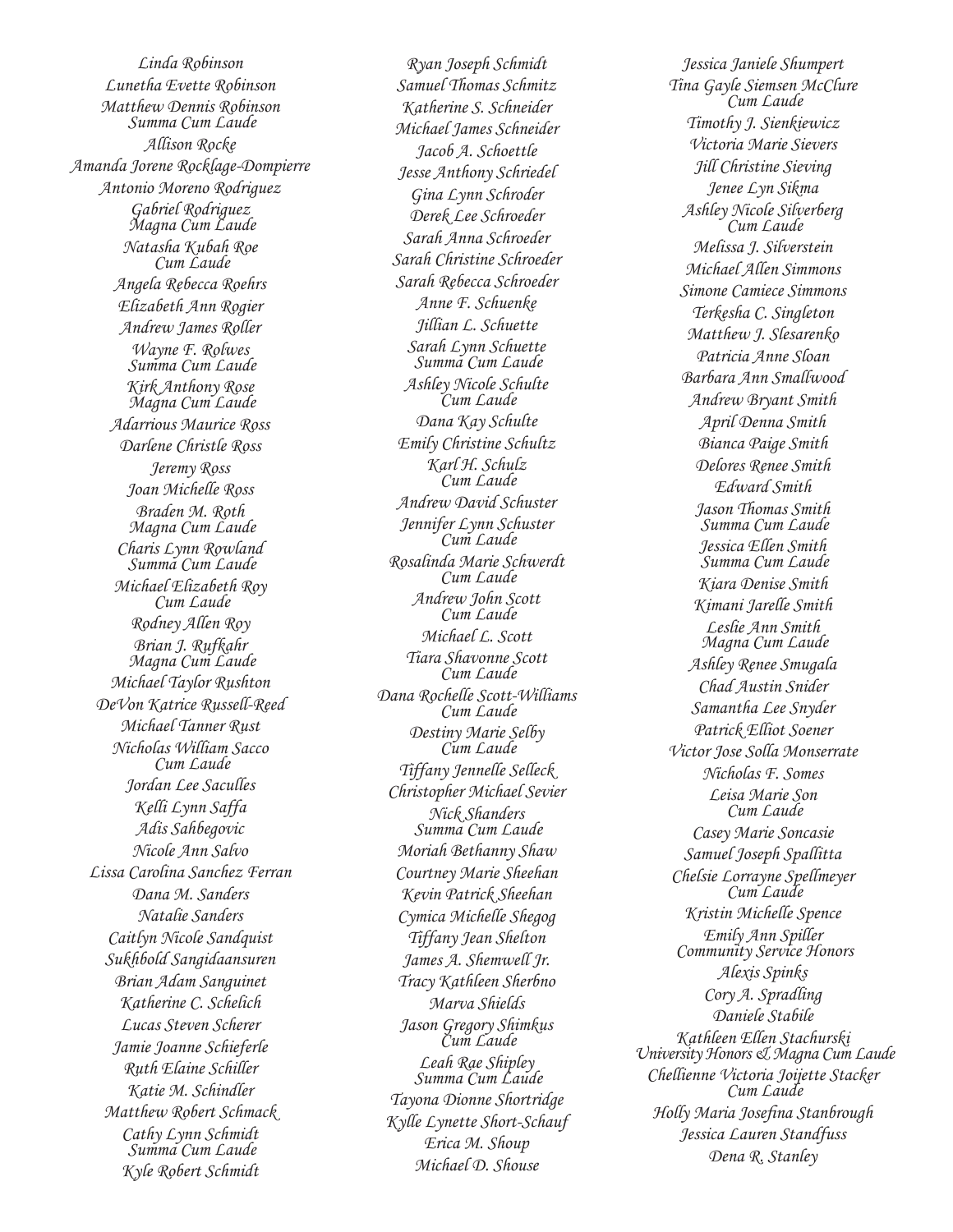Linda Robinson
Lunetha Evette Robinson
Matthew Dennis Robinson
Summa Cum Laude
Allison Rocke
Amanda Jorene Rocklage-Dompierre
Antonio Moreno Rodriguez
Gabriel Rodriguez
Magna Cum Laude
Natasha Kubah Roe
Cum Laude
Angela Rebecca Roehrs
Elizabeth Ann Rogier
Andrew James Roller
Wayne F. Rolwes
Summa Cum Laude
Kirk Anthony Rose
Magna Cum Laude
Adarrious Maurice Ross
Darlene Christle Ross
Jeremy Ross
Joan Michelle Ross
Braden M. Roth
Magna Cum Laude
Charis Lynn Rowland
Summa Cum Laude
Michael Elizabeth Roy
Cum Laude
Rodney Allen Roy
Brian J. Rufkahr
Magna Cum Laude
Michael Taylor Rushton
DeVon Katrice Russell-Reed
Michael Tanner Rust
Nicholas William Sacco
Cum Laude
Jordan Lee Saculles
Kelli Lynn Saffa
Adis Sahbegovic
Nicole Ann Salvo
Lissa Carolina Sanchez Ferran
Dana M. Sanders
Natalie Sanders
Caitlyn Nicole Sandquist
Sukhbold Sangidaansuren
Brian Adam Sanguinet
Katherine C. Schelich
Lucas Steven Scherer
Jamie Joanne Schieferle
Ruth Elaine Schiller
Katie M. Schindler
Matthew Robert Schmack
Cathy Lynn Schmidt
Summa Cum Laude
Kyle Robert Schmidt

Ryan Joseph Schmidt
Samuel Thomas Schmitz
Katherine S. Schneider
Michael James Schneider
Jacob A. Schoettle
Jesse Anthony Schriedel
Gina Lynn Schroder
Derek Lee Schroeder
Sarah Anna Schroeder
Sarah Christine Schroeder
Sarah Rebecca Schroeder
Anne F. Schuenke
Jillian L. Schuette
Sarah Lynn Schuette
Summa Cum Laude
Ashley Nicole Schulte
Cum Laude
Dana Kay Schulte
Emily Christine Schultz
Karl H. Schulz
Cum Laude
Andrew David Schuster
Jennifer Lynn Schuster
Cum Laude
Rosalinda Marie Schwerdt
Cum Laude
Andrew John Scott
Cum Laude
Michael L. Scott
Tiara Shavonne Scott
Cum Laude
Dana Rochelle Scott-Williams
Cum Laude
Destiny Marie Selby
Cum Laude
Tiffany Jennelle Selleck
Christopher Michael Sevier
Nick Shanders
Summa Cum Laude
Moriah Bethanny Shaw
Courtney Marie Sheehan
Kevin Patrick Sheehan
Cymica Michelle Shegog
Tiffany Jean Shelton
James A. Shemwell Jr.
Tracy Kathleen Sherbno
Marva Shields
Jason Gregory Shimkus
Cum Laude
Leah Rae Shipley
Summa Cum Laude
Tayona Dionne Shortridge
Kylle Lynette Short-Schauf
Erica M. Shoup
Michael D. Shouse

Jessica Janiele Shumpert
Tina Gayle Siemsen McClure
Cum Laude
Timothy J. Sienkiewicz
Victoria Marie Sievers
Jill Christine Sieving
Jenee Lyn Sikma
Ashley Nicole Silverberg
Cum Laude
Melissa J. Silverstein
Michael Allen Simmons
Simone Camiece Simmons
Terkesha C. Singleton
Matthew J. Slesarenko
Patricia Anne Sloan
Barbara Ann Smallwood
Andrew Bryant Smith
April Denna Smith
Bianca Paige Smith
Delores Renee Smith
Edward Smith
Jason Thomas Smith
Summa Cum Laude
Jessica Ellen Smith
Summa Cum Laude
Kiara Denise Smith
Kimani Jarelle Smith
Leslie Ann Smith
Magna Cum Laude
Ashley Renee Smugala
Chad Austin Snider
Samantha Lee Snyder
Patrick Elliot Soener
Victor Jose Solla Monserrate
Nicholas F. Somes
Leisa Marie Son
Cum Laude
Casey Marie Soncasie
Samuel Joseph Spallitta
Chelsie Lorrayne Spellmeyer
Cum Laude
Kristin Michelle Spence
Emily Ann Spiller
Community Service Honors
Alexis Spinks
Cory A. Spradling
Daniele Stabile
Kathleen Ellen Stachurski
University Honors & Magna Cum Laude
Chellienne Victoria Joijette Stacker
Cum Laude
Holly Maria Josefina Stanbrough
Jessica Lauren Standfuss
Dena R. Stanley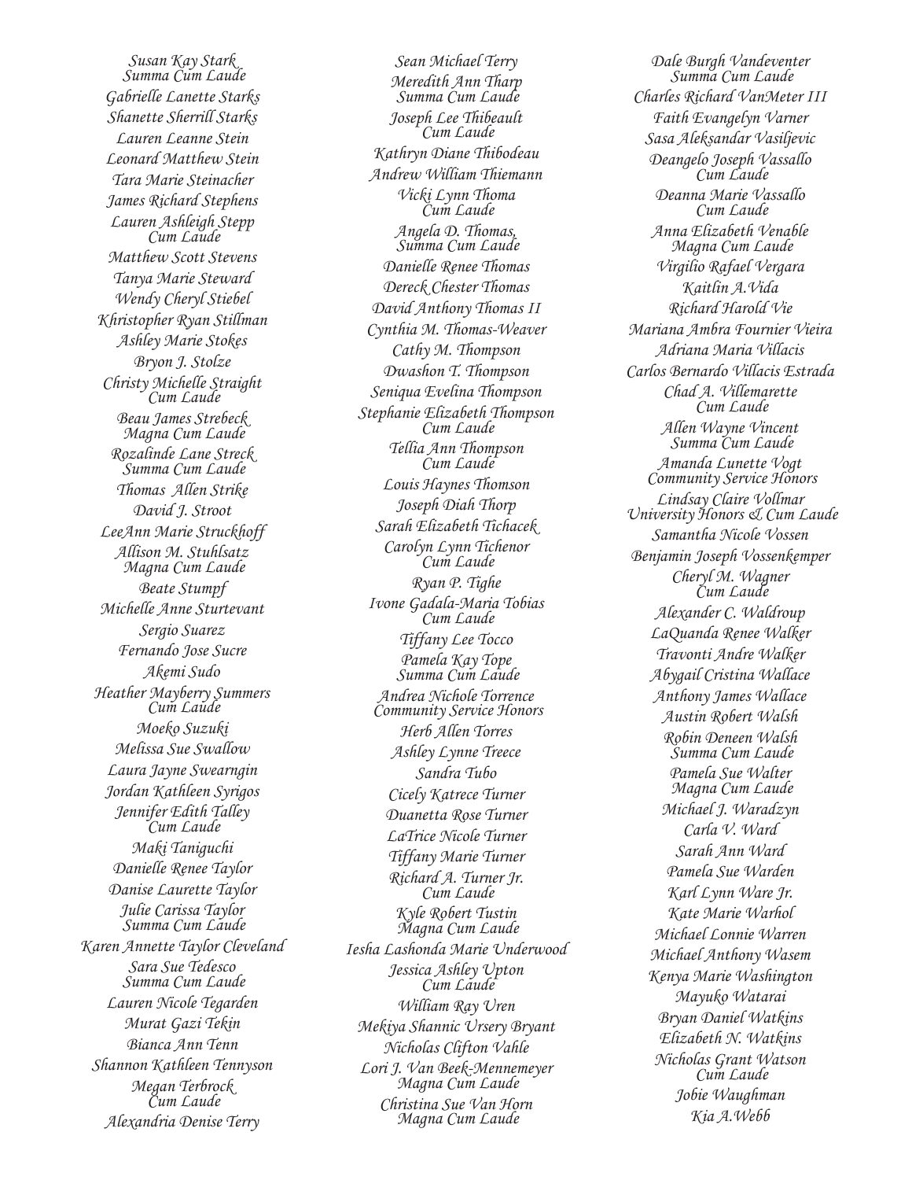*Susan Kay Stark*
*Summa Cum Laude*

*Gabrielle Lanette Starks*

*Shanette Sherrill Starks*

*Lauren Leanne Stein*

*Leonard Matthew Stein*

*Tara Marie Steinacher*

*James Richard Stephens*

*Lauren Ashleigh Stepp*
*Cum Laude*

*Matthew Scott Stevens*

*Tanya Marie Steward*

*Wendy Cheryl Stiebel*

*Khristopher Ryan Stillman*

*Ashley Marie Stokes*

*Bryon J. Stolze*

*Christy Michelle Straight*
*Cum Laude*

*Beau James Strebeck*
*Magna Cum Laude*

*Rozalinde Lane Streck*
*Summa Cum Laude*

*Thomas Allen Strike*

*David J. Stroot*

*LeeAnn Marie Struckhoff*

*Allison M. Stuhlsatz*
*Magna Cum Laude*

*Beate Stumpf*

*Michelle Anne Sturtevant*

*Sergio Suarez*

*Fernando Jose Sucre*

*Akemi Sudo*

*Heather Mayberry Summers*
*Cum Laude*

*Moeko Suzuki*

*Melissa Sue Swallow*

*Laura Jayne Swearngin*

*Jordan Kathleen Syrigos*

*Jennifer Edith Talley*
*Cum Laude*

*Maki Taniguchi*

*Danielle Renee Taylor*

*Danise Laurette Taylor*

*Julie Carissa Taylor*
*Summa Cum Laude*

*Karen Annette Taylor Cleveland*

*Sara Sue Tedesco*
*Summa Cum Laude*

*Lauren Nicole Tegarden*

*Murat Gazi Tekin*

*Bianca Ann Tenn*

*Shannon Kathleen Tennyson*

*Megan Terbrock*
*Cum Laude*

*Alexandria Denise Terry*

*Sean Michael Terry*

*Meredith Ann Tharp*
*Summa Cum Laude*

*Joseph Lee Thibeault*
*Cum Laude*

*Kathryn Diane Thibodeau*

*Andrew William Thiemann*

*Vicki Lynn Thoma*
*Cum Laude*

*Angela D. Thomas,*
*Summa Cum Laude*

*Danielle Renee Thomas*

*Dereck Chester Thomas*

*David Anthony Thomas II*

*Cynthia M. Thomas-Weaver*

*Cathy M. Thompson*

*Dwashon T. Thompson*

*Seniqua Evelina Thompson*

*Stephanie Elizabeth Thompson*
*Cum Laude*

*Tellia Ann Thompson*
*Cum Laude*

*Louis Haynes Thomson*

*Joseph Diah Thorp*

*Sarah Elizabeth Tichacek*

*Carolyn Lynn Tichenor*
*Cum Laude*

*Ryan P. Tighe*

*Ivone Gadala-Maria Tobias*
*Cum Laude*

*Tiffany Lee Tocco*

*Pamela Kay Tope*
*Summa Cum Laude*

*Andrea Nichole Torrence*
*Community Service Honors*

*Herb Allen Torres*

*Ashley Lynne Treece*

*Sandra Tubo*

*Cicely Katrece Turner*

*Duanetta Rose Turner*

*LaTrice Nicole Turner*

*Tiffany Marie Turner*

*Richard A. Turner Jr.*
*Cum Laude*

*Kyle Robert Tustin*
*Magna Cum Laude*

*Iesha Lashonda Marie Underwood*

*Jessica Ashley Upton*
*Cum Laude*

*William Ray Uren*

*Mekiya Shannic Ursery Bryant*

*Nicholas Clifton Vahle*

*Lori J. Van Beek-Mennemeyer*
*Magna Cum Laude*

*Christina Sue Van Horn*
*Magna Cum Laude*

*Dale Burgh Vandeventer*
*Summa Cum Laude*

*Charles Richard VanMeter III*

*Faith Evangelyn Varner*

*Sasa Aleksandar Vasiljevic*

*Deangelo Joseph Vassallo*
*Cum Laude*

*Deanna Marie Vassallo*
*Cum Laude*

*Anna Elizabeth Venable*
*Magna Cum Laude*

*Virgilio Rafael Vergara*

*Kaitlin A.Vida*

*Richard Harold Vie*

*Mariana Ambra Fournier Vieira*

*Adriana Maria Villacis*

*Carlos Bernardo Villacis Estrada*

*Chad A. Villemarette*
*Cum Laude*

*Allen Wayne Vincent*
*Summa Cum Laude*

*Amanda Lunette Vogt*
*Community Service Honors*

*Lindsay Claire Vollmar*
*University Honors & Cum Laude*

*Samantha Nicole Vossen*

*Benjamin Joseph Vossenkemper*

*Cheryl M. Wagner*
*Cum Laude*

*Alexander C. Waldroup*

*LaQuanda Renee Walker*

*Travonti Andre Walker*

*Abygail Cristina Wallace*

*Anthony James Wallace*

*Austin Robert Walsh*

*Robin Deneen Walsh*
*Summa Cum Laude*

*Pamela Sue Walter*
*Magna Cum Laude*

*Michael J. Waradzyn*

*Carla V. Ward*

*Sarah Ann Ward*

*Pamela Sue Warden*

*Karl Lynn Ware Jr.*

*Kate Marie Warhol*

*Michael Lonnie Warren*

*Michael Anthony Wasem*

*Kenya Marie Washington*

*Mayuko Watarai*

*Bryan Daniel Watkins*

*Elizabeth N. Watkins*

*Nicholas Grant Watson*
*Cum Laude*

*Jobie Waughman*

*Kia A.Webb*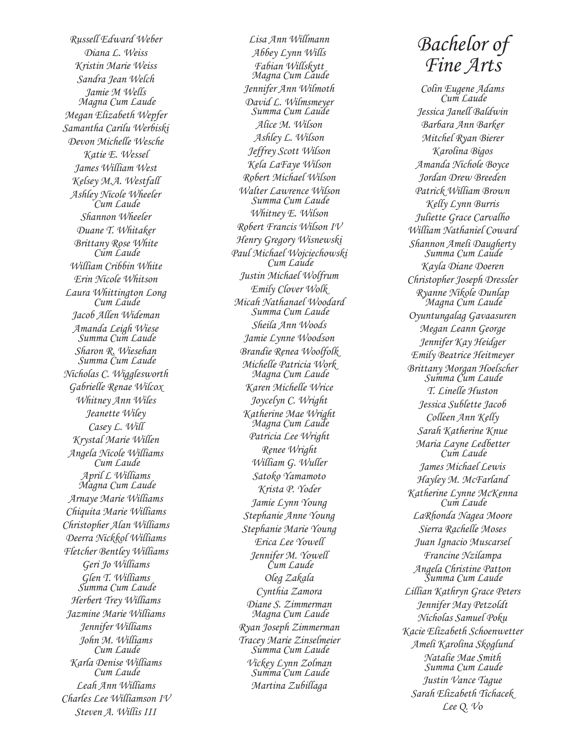*Russell Edward Weber*
*Diana L. Weiss*
*Kristin Marie Weiss*
*Sandra Jean Welch*
*Jamie M Wells*
*Magna Cum Laude*
*Megan Elizabeth Wepfer*
*Samantha Carilu Werbiski*
*Devon Michelle Wesche*
*Katie E. Wessel*
*James William West*
*Kelsey M.A. Westfall*
*Ashley Nicole Wheeler*
*Cum Laude*
*Shannon Wheeler*
*Duane T. Whitaker*
*Brittany Rose White*
*Cum Laude*
*William Cribbin White*
*Erin Nicole Whitson*
*Laura Whittington Long*
*Cum Laude*
*Jacob Allen Wideman*
*Amanda Leigh Wiese*
*Summa Cum Laude*
*Sharon R. Wiesehan*
*Summa Cum Laude*
*Nicholas C. Wigglesworth*
*Gabrielle Renae Wilcox*
*Whitney Ann Wiles*
*Jeanette Wiley*
*Casey L. Will*
*Krystal Marie Willen*
*Angela Nicole Williams*
*Cum Laude*
*April L Williams*
*Magna Cum Laude*
*Arnaye Marie Williams*
*Chiquita Marie Williams*
*Christopher Alan Williams*
*Deerra Nickkol Williams*
*Fletcher Bentley Williams*
*Geri Jo Williams*
*Glen T. Williams*
*Summa Cum Laude*
*Herbert Trey Williams*
*Jazmine Marie Williams*
*Jennifer Williams*
*John M. Williams*
*Cum Laude*
*Karla Denise Williams*
*Cum Laude*
*Leah Ann Williams*
*Charles Lee Williamson IV*
*Steven A. Willis III*

*Lisa Ann Willmann*
*Abbey Lynn Wills*
*Fabian Willskytt*
*Magna Cum Laude*
*Jennifer Ann Wilmoth*
*David L. Wilmsmeyer*
*Summa Cum Laude*
*Alice M. Wilson*
*Ashley L. Wilson*
*Jeffrey Scott Wilson*
*Kela LaFaye Wilson*
*Robert Michael Wilson*
*Walter Lawrence Wilson*
*Summa Cum Laude*
*Whitney E. Wilson*
*Robert Francis Wilson IV*
*Henry Gregory Wisnewski*
*Paul Michael Wojciechowski*
*Cum Laude*
*Justin Michael Wolfrum*
*Emily Clover Wolk*
*Micah Nathanael Woodard*
*Summa Cum Laude*
*Sheila Ann Woods*
*Jamie Lynne Woodson*
*Brandie Renea Woolfolk*
*Michelle Patricia Work*
*Magna Cum Laude*
*Karen Michelle Wrice*
*Joycelyn C. Wright*
*Katherine Mae Wright*
*Magna Cum Laude*
*Patricia Lee Wright*
*Renee Wright*
*William G. Wuller*
*Satoko Yamamoto*
*Krista P. Yoder*
*Jamie Lynn Young*
*Stephanie Anne Young*
*Stephanie Marie Young*
*Erica Lee Yowell*
*Jennifer M. Yowell*
*Cum Laude*
*Oleg Zakala*
*Cynthia Zamora*
*Diane S. Zimmerman*
*Magna Cum Laude*
*Ryan Joseph Zimmerman*
*Tracey Marie Zinselmeier*
*Summa Cum Laude*
*Vickey Lynn Zolman*
*Summa Cum Laude*
*Martina Zubillaga*

# *Bachelor of Fine Arts*

*Colin Eugene Adams*
*Cum Laude*
*Jessica Janell Baldwin*
*Barbara Ann Barker*
*Mitchel Ryan Bierer*
*Karolina Bigos*
*Amanda Nichole Boyce*
*Jordan Drew Breeden*
*Patrick William Brown*
*Kelly Lynn Burris*
*Juliette Grace Carvalho*
*William Nathaniel Coward*
*Shannon Ameli Daugherty*
*Summa Cum Laude*
*Kayla Diane Doeren*
*Christopher Joseph Dressler*
*Ryanne Nikole Dunlap*
*Magna Cum Laude*
*Oyuntungalag Gavaasuren*
*Megan Leann George*
*Jennifer Kay Heidger*
*Emily Beatrice Heitmeyer*
*Brittany Morgan Hoelscher*
*Summa Cum Laude*
*T. Linelle Huston*
*Jessica Sublette Jacob*
*Colleen Ann Kelly*
*Sarah Katherine Knue*
*Maria Layne Ledbetter*
*Cum Laude*
*James Michael Lewis*
*Hayley M. McFarland*
*Katherine Lynne McKenna*
*Cum Laude*
*LaRhonda Nagea Moore*
*Sierra Rachelle Moses*
*Juan Ignacio Muscarsel*
*Francine Nzilampa*
*Angela Christine Patton*
*Summa Cum Laude*
*Lillian Kathryn Grace Peters*
*Jennifer May Petzoldt*
*Nicholas Samuel Poku*
*Kacie Elizabeth Schoenwetter*
*Ameli Karolina Skoglund*
*Natalie Mae Smith*
*Summa Cum Laude*
*Justin Vance Tague*
*Sarah Elizabeth Tichacek*
*Lee Q. Vo*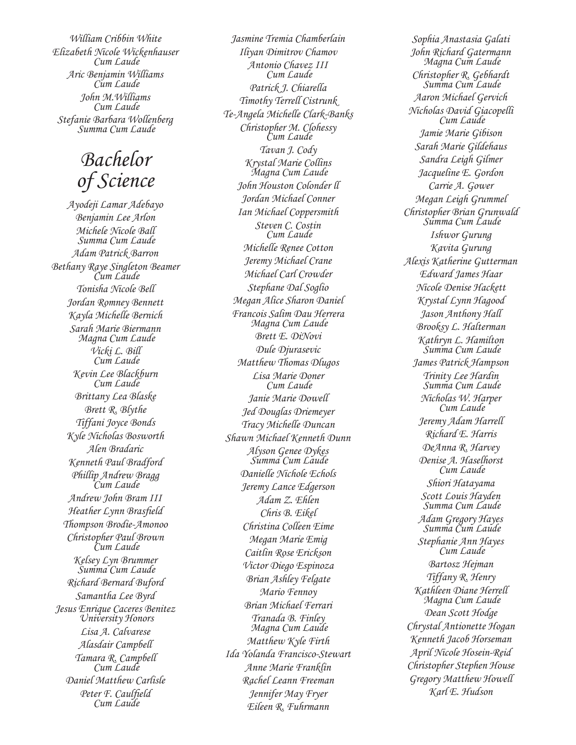William Cribbin White

Elizabeth Nicole Wickenhauser
Cum Laude

Aric Benjamin Williams
Cum Laude

John M.Williams
Cum Laude

Stefanie Barbara Wollenberg
Summa Cum Laude

## Bachelor of Science

Ayodeji Lamar Adebayo

Benjamin Lee Arlon

Michele Nicole Ball
Summa Cum Laude

Adam Patrick Barron

Bethany Raye Singleton Beamer
Cum Laude

Tonisha Nicole Bell

Jordan Romney Bennett

Kayla Michelle Bernich

Sarah Marie Biermann
Magna Cum Laude

Vicki L. Bill
Cum Laude

Kevin Lee Blackburn
Cum Laude

Brittany Lea Blaske

Brett R. Blythe

Tiffani Joyce Bonds

Kyle Nicholas Bosworth

Alen Bradaric

Kenneth Paul Bradford

Phillip Andrew Bragg
Cum Laude

Andrew John Bram III

Heather Lynn Brasfield

Thompson Brodie-Amonoo

Christopher Paul Brown
Cum Laude

Kelsey Lyn Brummer
Summa Cum Laude

Richard Bernard Buford

Samantha Lee Byrd

Jesus Enrique Caceres Benitez
University Honors

Lisa A. Calvarese

Alasdair Campbell

Tamara R. Campbell
Cum Laude

Daniel Matthew Carlisle

Peter F. Caulfield
Cum Laude

Jasmine Tremia Chamberlain

Iliyan Dimitrov Chamov

Antonio Chavez III
Cum Laude

Patrick J. Chiarella

Timothy Terrell Cistrunk

Te-Angela Michelle Clark-Banks

Christopher M. Clohessy
Cum Laude

Tavan J. Cody

Krystal Marie Collins
Magna Cum Laude

John Houston Colonder II

Jordan Michael Conner

Ian Michael Coppersmith

Steven C. Costin
Cum Laude

Michelle Renee Cotton

Jeremy Michael Crane

Michael Carl Crowder

Stephane Dal Soglio

Megan Alice Sharon Daniel

Francois Salim Dau Herrera
Magna Cum Laude

Brett E. DiNovi

Dule Djurasevic

Matthew Thomas Dlugos

Lisa Marie Doner
Cum Laude

Janie Marie Dowell

Jed Douglas Driemeyer

Tracy Michelle Duncan

Shawn Michael Kenneth Dunn

Alyson Genee Dykes
Summa Cum Laude

Danielle Nichole Echols

Jeremy Lance Edgerson

Adam Z. Ehlen

Chris B. Eikel

Christina Colleen Eime

Megan Marie Emig

Caitlin Rose Erickson

Victor Diego Espinoza

Brian Ashley Felgate

Mario Fennoy

Brian Michael Ferrari

Tranada B. Finley
Magna Cum Laude

Matthew Kyle Firth

Ida Yolanda Francisco-Stewart

Anne Marie Franklin

Rachel Leann Freeman

Jennifer May Fryer

Eileen R. Fuhrmann

Sophia Anastasia Galati

John Richard Gatermann
Magna Cum Laude

Christopher R. Gebhardt
Summa Cum Laude

Aaron Michael Gervich

Nicholas David Giacopelli
Cum Laude

Jamie Marie Gibison

Sarah Marie Gildehaus

Sandra Leigh Gilmer

Jacqueline E. Gordon

Carrie A. Gower

Megan Leigh Grummel

Christopher Brian Grunwald
Summa Cum Laude

Ishwor Gurung

Kavita Gurung

Alexis Katherine Gutterman

Edward James Haar

Nicole Denise Hackett

Krystal Lynn Hagood

Jason Anthony Hall

Brooksy L. Halterman

Kathryn L. Hamilton
Summa Cum Laude

James Patrick Hampson

Trinity Lee Hardin
Summa Cum Laude

Nicholas W. Harper
Cum Laude

Jeremy Adam Harrell

Richard E. Harris

DeAnna R. Harvey

Denise A. Haselhorst
Cum Laude

Shiori Hatayama

Scott Louis Hayden
Summa Cum Laude

Adam Gregory Hayes
Summa Cum Laude

Stephanie Ann Hayes
Cum Laude

Bartosz Hejman

Tiffany R. Henry

Kathleen Diane Herrell
Magna Cum Laude

Dean Scott Hodge

Chrystal Antionette Hogan

Kenneth Jacob Horseman

April Nicole Hosein-Reid

Christopher Stephen House

Gregory Matthew Howell

Karl E. Hudson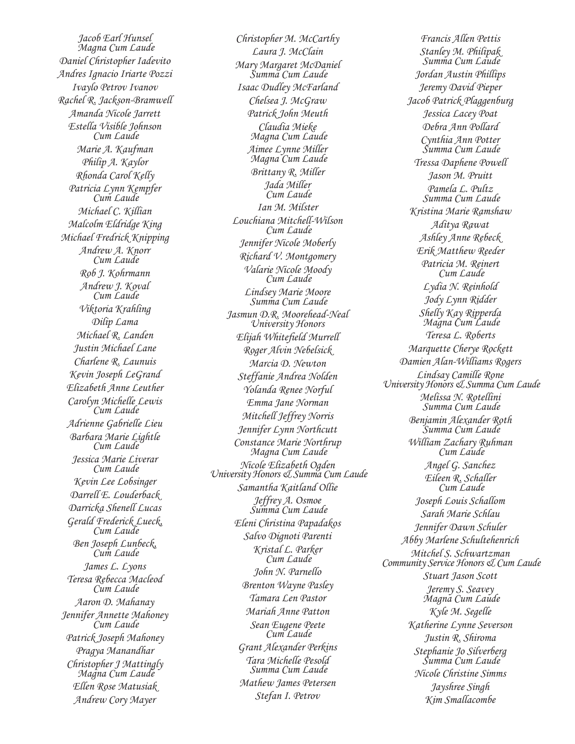Jacob Earl Hunsel
Magna Cum Laude

Daniel Christopher Iadevito

Andres Ignacio Iriarte Pozzi

Ivaylo Petrov Ivanov

Rachel R. Jackson-Bramwell

Amanda Nicole Jarrett

Estella Visible Johnson
Cum Laude

Marie A. Kaufman

Philip A. Kaylor

Rhonda Carol Kelly

Patricia Lynn Kempfer
Cum Laude

Michael C. Killian

Malcolm Eldridge King

Michael Fredrick Knipping

Andrew A. Knorr
Cum Laude

Rob J. Kohrmann

Andrew J. Koval
Cum Laude

Viktoria Krahling

Dilip Lama

Michael R. Landen

Justin Michael Lane

Charlene R. Launuis

Kevin Joseph LeGrand

Elizabeth Anne Leuther

Carolyn Michelle Lewis
Cum Laude

Adrienne Gabrielle Lieu

Barbara Marie Lightle
Cum Laude

Jessica Marie Liverar
Cum Laude

Kevin Lee Lobsinger

Darrell E. Louderback

Darricka Shenell Lucas

Gerald Frederick Lueck
Cum Laude

Ben Joseph Lunbeck
Cum Laude

James L. Lyons

Teresa Rebecca Macleod
Cum Laude

Aaron D. Mahanay

Jennifer Annette Mahoney
Cum Laude

Patrick Joseph Mahoney

Pragya Manandhar

Christopher J Mattingly
Magna Cum Laude

Ellen Rose Matusiak

Andrew Cory Mayer

Christopher M. McCarthy

Laura J. McClain

Mary Margaret McDaniel
Summa Cum Laude

Isaac Dudley McFarland

Chelsea J. McGraw

Patrick John Meuth

Claudia Mieke
Magna Cum Laude

Aimee Lynne Miller
Magna Cum Laude

Brittany R. Miller

Jada Miller
Cum Laude

Ian M. Milster

Louchiana Mitchell-Wilson
Cum Laude

Jennifer Nicole Moberly

Richard V. Montgomery

Valarie Nicole Moody
Cum Laude

Lindsey Marie Moore
Summa Cum Laude

Jasmun D.R. Moorehead-Neal
University Honors

Elijah Whitefield Murrell

Roger Alvin Nebelsick

Marcia D. Newton

Steffanie Andrea Nolden

Yolanda Renee Norful

Emma Jane Norman

Mitchell Jeffrey Norris

Jennifer Lynn Northcutt

Constance Marie Northrup
Magna Cum Laude

Nicole Elizabeth Ogden
University Honors & Summa Cum Laude

Samantha Kaitland Ollie

Jeffrey A. Osmoe
Summa Cum Laude

Eleni Christina Papadakos

Salvo Dignoti Parenti

Kristal L. Parker
Cum Laude

John N. Parnello

Brenton Wayne Pasley

Tamara Len Pastor

Mariah Anne Patton

Sean Eugene Peete
Cum Laude

Grant Alexander Perkins

Tara Michelle Pesold
Summa Cum Laude

Mathew James Petersen

Stefan I. Petrov

Francis Allen Pettis

Stanley M. Philipak
Summa Cum Laude

Jordan Austin Phillips

Jeremy David Pieper

Jacob Patrick Plaggenburg

Jessica Lacey Poat

Debra Ann Pollard

Cynthia Ann Potter
Summa Cum Laude

Tressa Daphene Powell

Jason M. Pruitt

Pamela L. Pultz
Summa Cum Laude

Kristina Marie Ramshaw

Aditya Rawat

Ashley Anne Rebeck

Erik Matthew Reeder

Patricia M. Reinert
Cum Laude

Lydia N. Reinhold

Jody Lynn Ridder

Shelly Kay Ripperda
Magna Cum Laude

Teresa L. Roberts

Marquette Cherye Rockett

Damien Alan-Williams Rogers

Lindsay Camille Rone
University Honors & Summa Cum Laude

Melissa N. Rotellini
Summa Cum Laude

Benjamin Alexander Roth
Summa Cum Laude

William Zachary Ruhman
Cum Laude

Angel G. Sanchez

Eileen R. Schaller
Cum Laude

Joseph Louis Schallom

Sarah Marie Schlau

Jennifer Dawn Schuler

Abby Marlene Schultehenrich

Mitchel S. Schwartzman
Community Service Honors & Cum Laude

Stuart Jason Scott

Jeremy S. Seavey
Magna Cum Laude

Kyle M. Segelle

Katherine Lynne Severson

Justin R. Shiroma

Stephanie Jo Silverberg
Summa Cum Laude

Nicole Christine Simms

Jayshree Singh

Kim Smallacombe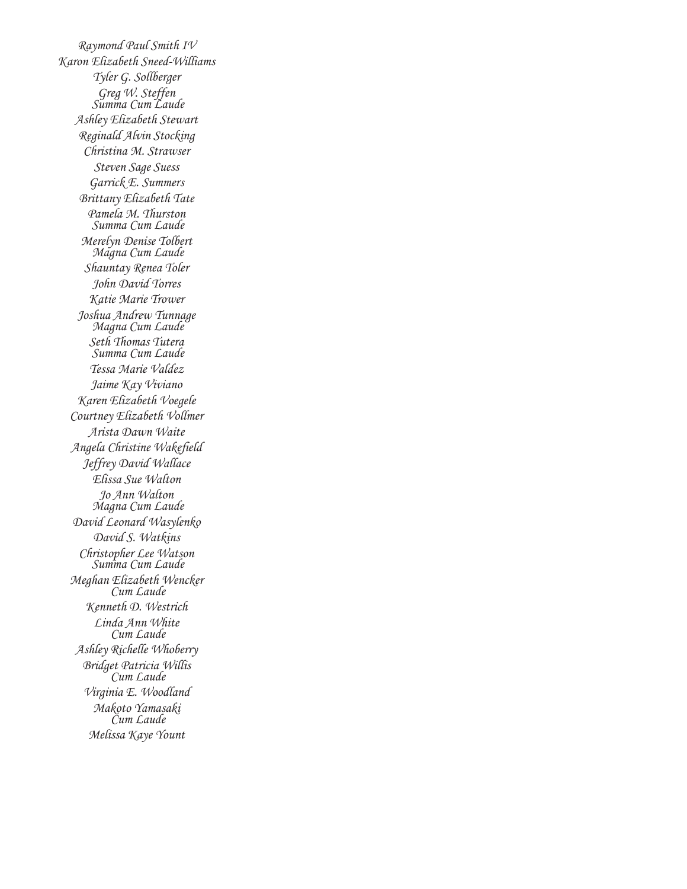*Raymond Paul Smith IV*
*Karon Elizabeth Sneed-Williams*
*Tyler G. Sollberger*
*Greg W. Steffen*
*Summa Cum Laude*
*Ashley Elizabeth Stewart*
*Reginald Alvin Stocking*
*Christina M. Strawser*
*Steven Sage Suess*
*Garrick E. Summers*
*Brittany Elizabeth Tate*
*Pamela M. Thurston*
*Summa Cum Laude*
*Merelyn Denise Tolbert*
*Magna Cum Laude*
*Shauntay Renea Toler*
*John David Torres*
*Katie Marie Trower*
*Joshua Andrew Tunnage*
*Magna Cum Laude*
*Seth Thomas Tutera*
*Summa Cum Laude*
*Tessa Marie Valdez*
*Jaime Kay Viviano*
*Karen Elizabeth Voegele*
*Courtney Elizabeth Vollmer*
*Arista Dawn Waite*
*Angela Christine Wakefield*
*Jeffrey David Wallace*
*Elissa Sue Walton*
*Jo Ann Walton*
*Magna Cum Laude*
*David Leonard Wasylenko*
*David S. Watkins*
*Christopher Lee Watson*
*Summa Cum Laude*
*Meghan Elizabeth Wencker*
*Cum Laude*
*Kenneth D. Westrich*
*Linda Ann White*
*Cum Laude*
*Ashley Richelle Whoberry*
*Bridget Patricia Willis*
*Cum Laude*
*Virginia E. Woodland*
*Makoto Yamasaki*
*Cum Laude*
*Melissa Kaye Yount*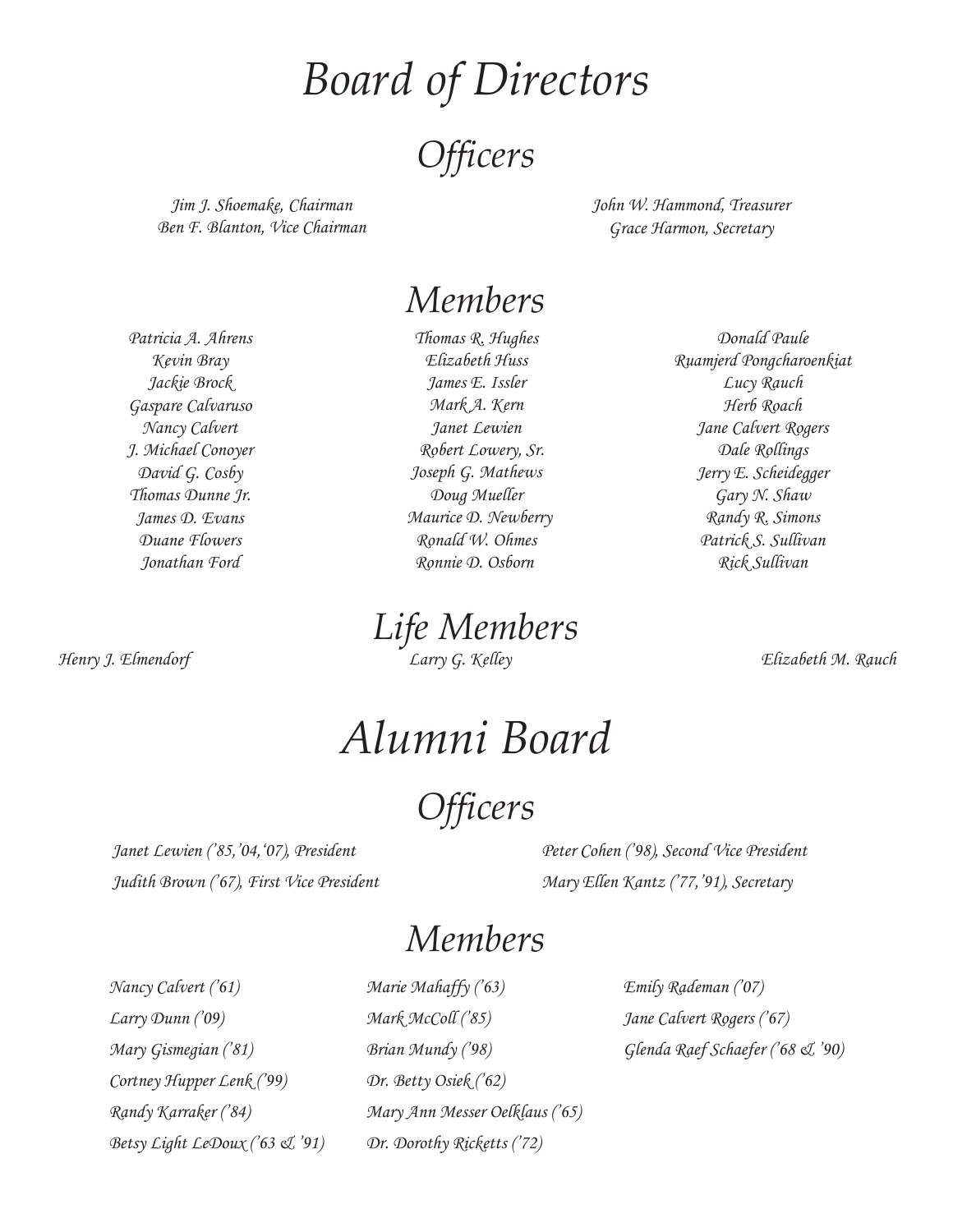# Board of Directors

## Officers

Jim J. Shoemake, Chairman
Ben F. Blanton, Vice Chairman
John W. Hammond, Treasurer
Grace Harmon, Secretary

## Members

Patricia A. Ahrens
Kevin Bray
Jackie Brock
Gaspare Calvaruso
Nancy Calvert
J. Michael Conoyer
David G. Cosby
Thomas Dunne Jr.
James D. Evans
Duane Flowers
Jonathan Ford
Thomas R. Hughes
Elizabeth Huss
James E. Issler
Mark A. Kern
Janet Lewien
Robert Lowery, Sr.
Joseph G. Mathews
Doug Mueller
Maurice D. Newberry
Ronald W. Ohmes
Ronnie D. Osborn
Donald Paule
Ruamjerd Pongcharoenkiat
Lucy Rauch
Herb Roach
Jane Calvert Rogers
Dale Rollings
Jerry E. Scheidegger
Gary N. Shaw
Randy R. Simons
Patrick S. Sullivan
Rick Sullivan

## Life Members

Henry J. Elmendorf
Larry G. Kelley
Elizabeth M. Rauch

# Alumni Board

## Officers

Janet Lewien ('85,'04,'07), President
Judith Brown ('67), First Vice President
Peter Cohen ('98), Second Vice President
Mary Ellen Kantz ('77,'91), Secretary

## Members

Nancy Calvert ('61)
Larry Dunn ('09)
Mary Gismegian ('81)
Cortney Hupper Lenk ('99)
Randy Karraker ('84)
Betsy Light LeDoux ('63 & '91)
Marie Mahaffy ('63)
Mark McColl ('85)
Brian Mundy ('98)
Dr. Betty Osiek ('62)
Mary Ann Messer Oelklaus ('65)
Dr. Dorothy Ricketts ('72)
Emily Rademan ('07)
Jane Calvert Rogers ('67)
Glenda Raef Schaefer ('68 & '90)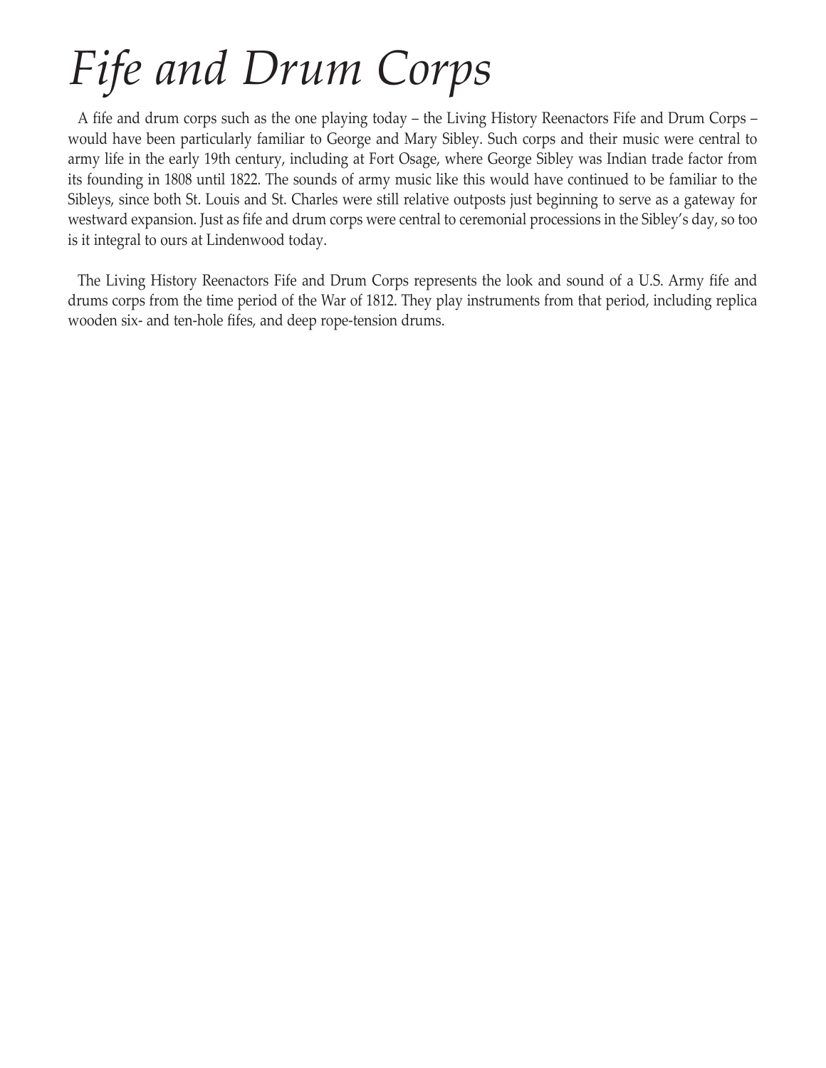# *Fife and Drum Corps*

A fife and drum corps such as the one playing today – the Living History Reenactors Fife and Drum Corps – would have been particularly familiar to George and Mary Sibley. Such corps and their music were central to army life in the early 19th century, including at Fort Osage, where George Sibley was Indian trade factor from its founding in 1808 until 1822. The sounds of army music like this would have continued to be familiar to the Sibleys, since both St. Louis and St. Charles were still relative outposts just beginning to serve as a gateway for westward expansion. Just as fife and drum corps were central to ceremonial processions in the Sibley's day, so too is it integral to ours at Lindenwood today.

The Living History Reenactors Fife and Drum Corps represents the look and sound of a U.S. Army fife and drums corps from the time period of the War of 1812. They play instruments from that period, including replica wooden six- and ten-hole fifes, and deep rope-tension drums.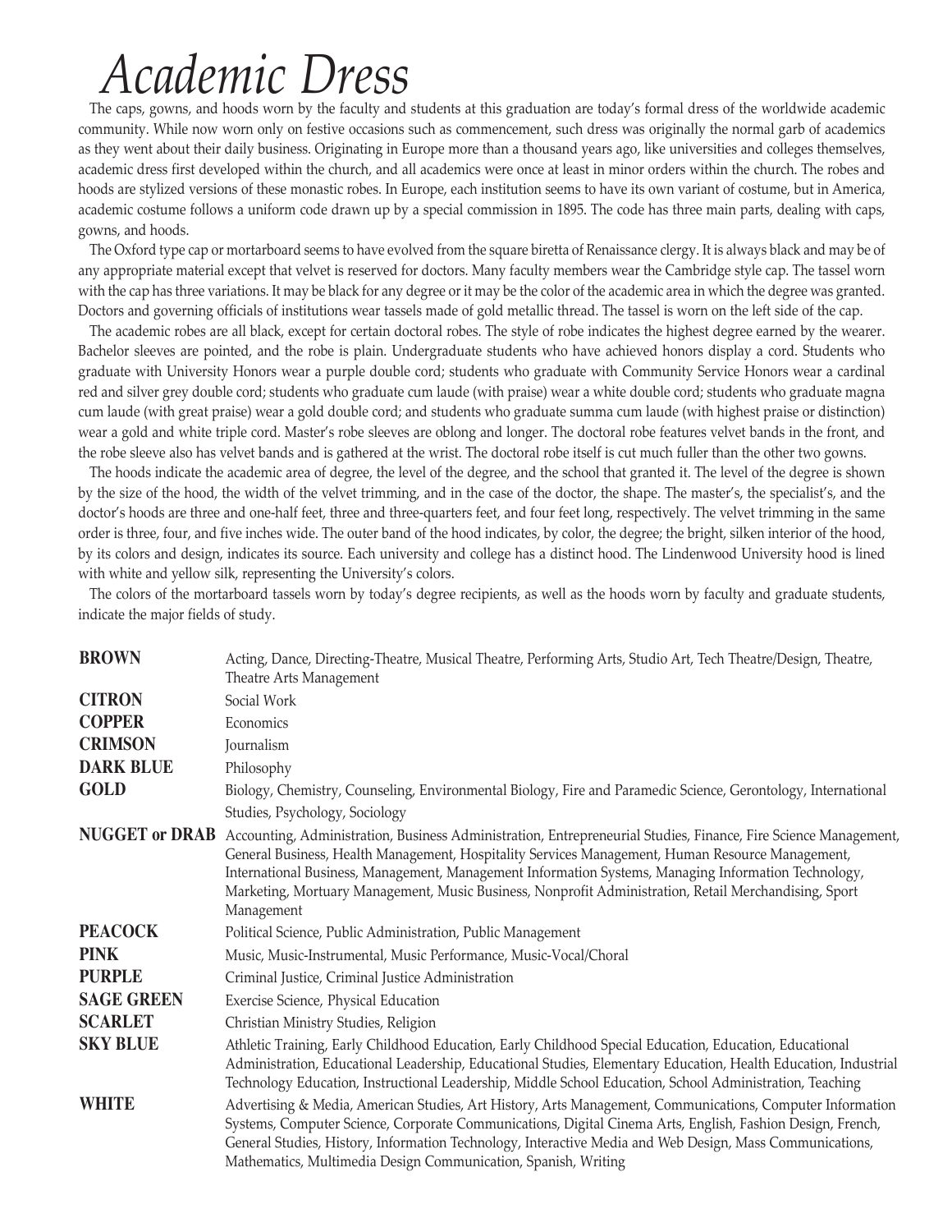# Academic Dress

The caps, gowns, and hoods worn by the faculty and students at this graduation are today's formal dress of the worldwide academic community. While now worn only on festive occasions such as commencement, such dress was originally the normal garb of academics as they went about their daily business. Originating in Europe more than a thousand years ago, like universities and colleges themselves, academic dress first developed within the church, and all academics were once at least in minor orders within the church. The robes and hoods are stylized versions of these monastic robes. In Europe, each institution seems to have its own variant of costume, but in America, academic costume follows a uniform code drawn up by a special commission in 1895. The code has three main parts, dealing with caps, gowns, and hoods.

The Oxford type cap or mortarboard seems to have evolved from the square biretta of Renaissance clergy. It is always black and may be of any appropriate material except that velvet is reserved for doctors. Many faculty members wear the Cambridge style cap. The tassel worn with the cap has three variations. It may be black for any degree or it may be the color of the academic area in which the degree was granted. Doctors and governing officials of institutions wear tassels made of gold metallic thread. The tassel is worn on the left side of the cap.

The academic robes are all black, except for certain doctoral robes. The style of robe indicates the highest degree earned by the wearer. Bachelor sleeves are pointed, and the robe is plain. Undergraduate students who have achieved honors display a cord. Students who graduate with University Honors wear a purple double cord; students who graduate with Community Service Honors wear a cardinal red and silver grey double cord; students who graduate cum laude (with praise) wear a white double cord; students who graduate magna cum laude (with great praise) wear a gold double cord; and students who graduate summa cum laude (with highest praise or distinction) wear a gold and white triple cord. Master's robe sleeves are oblong and longer. The doctoral robe features velvet bands in the front, and the robe sleeve also has velvet bands and is gathered at the wrist. The doctoral robe itself is cut much fuller than the other two gowns.

The hoods indicate the academic area of degree, the level of the degree, and the school that granted it. The level of the degree is shown by the size of the hood, the width of the velvet trimming, and in the case of the doctor, the shape. The master's, the specialist's, and the doctor's hoods are three and one-half feet, three and three-quarters feet, and four feet long, respectively. The velvet trimming in the same order is three, four, and five inches wide. The outer band of the hood indicates, by color, the degree; the bright, silken interior of the hood, by its colors and design, indicates its source. Each university and college has a distinct hood. The Lindenwood University hood is lined with white and yellow silk, representing the University's colors.

The colors of the mortarboard tassels worn by today's degree recipients, as well as the hoods worn by faculty and graduate students, indicate the major fields of study.

| | |
|---|---|
| **BROWN** | Acting, Dance, Directing-Theatre, Musical Theatre, Performing Arts, Studio Art, Tech Theatre/Design, Theatre, Theatre Arts Management |
| **CITRON** | Social Work |
| **COPPER** | Economics |
| **CRIMSON** | Journalism |
| **DARK BLUE** | Philosophy |
| **GOLD** | Biology, Chemistry, Counseling, Environmental Biology, Fire and Paramedic Science, Gerontology, International Studies, Psychology, Sociology |
| **NUGGET or DRAB** | Accounting, Administration, Business Administration, Entrepreneurial Studies, Finance, Fire Science Management, General Business, Health Management, Hospitality Services Management, Human Resource Management, International Business, Management, Management Information Systems, Managing Information Technology, Marketing, Mortuary Management, Music Business, Nonprofit Administration, Retail Merchandising, Sport Management |
| **PEACOCK** | Political Science, Public Administration, Public Management |
| **PINK** | Music, Music-Instrumental, Music Performance, Music-Vocal/Choral |
| **PURPLE** | Criminal Justice, Criminal Justice Administration |
| **SAGE GREEN** | Exercise Science, Physical Education |
| **SCARLET** | Christian Ministry Studies, Religion |
| **SKY BLUE** | Athletic Training, Early Childhood Education, Early Childhood Special Education, Education, Educational Administration, Educational Leadership, Educational Studies, Elementary Education, Health Education, Industrial Technology Education, Instructional Leadership, Middle School Education, School Administration, Teaching |
| **WHITE** | Advertising & Media, American Studies, Art History, Arts Management, Communications, Computer Information Systems, Computer Science, Corporate Communications, Digital Cinema Arts, English, Fashion Design, French, General Studies, History, Information Technology, Interactive Media and Web Design, Mass Communications, Mathematics, Multimedia Design Communication, Spanish, Writing |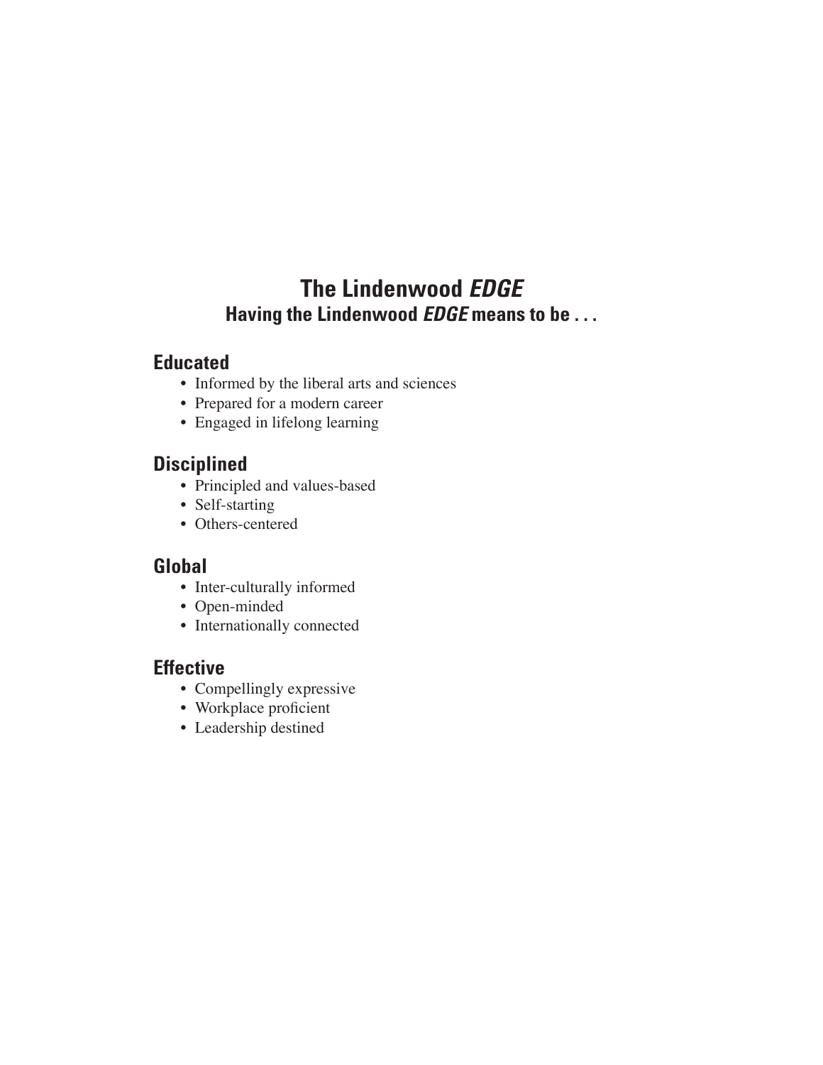# The Lindenwood *EDGE*

## Having the Lindenwood *EDGE* means to be . . .

### Educated

- Informed by the liberal arts and sciences
- Prepared for a modern career
- Engaged in lifelong learning

### Disciplined

- Principled and values-based
- Self-starting
- Others-centered

### Global

- Inter-culturally informed
- Open-minded
- Internationally connected

### Effective

- Compellingly expressive
- Workplace proficient
- Leadership destined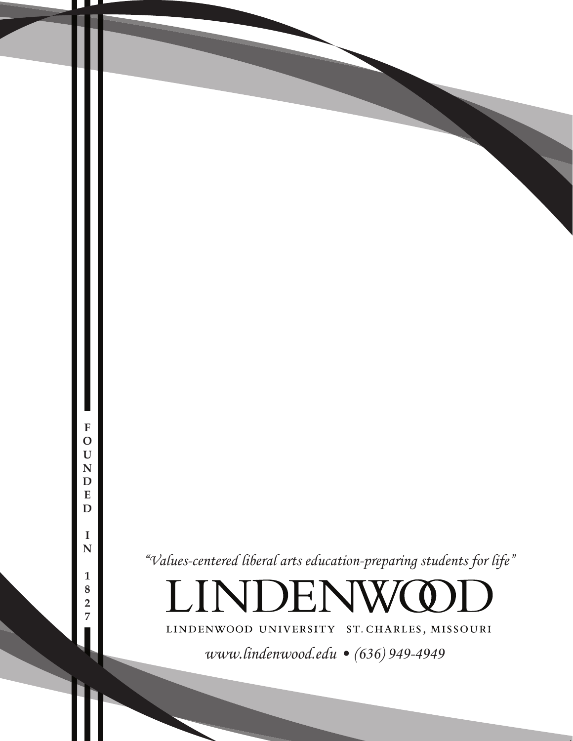FOUNDED IN 1827

*"Values-centered liberal arts education-preparing students for life"*

LINDENWOOD

LINDENWOOD UNIVERSITY ST. CHARLES, MISSOURI

*www.lindenwood.edu • (636) 949-4949*